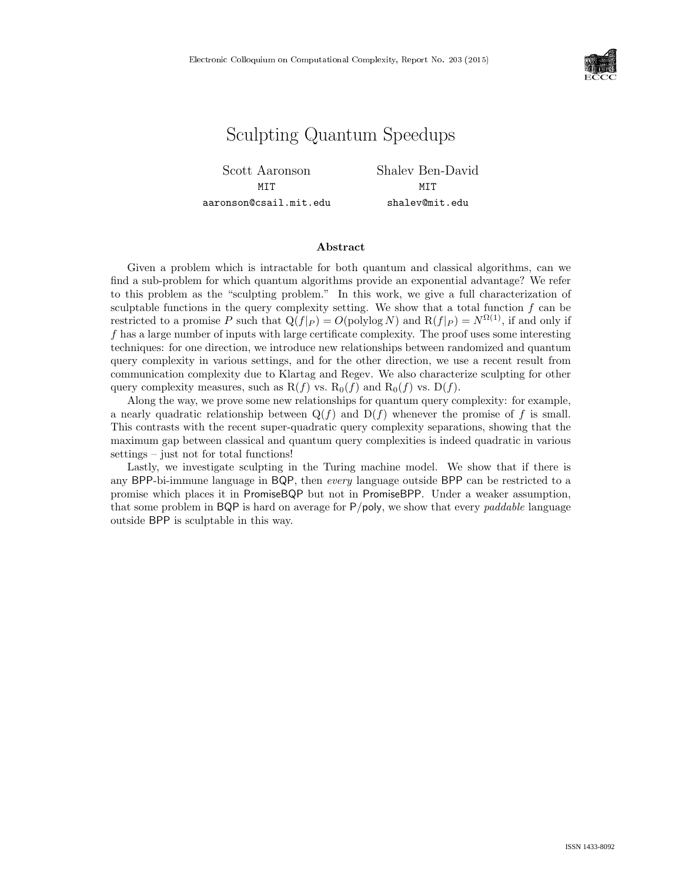# Sculpting Quantum Speedups

Scott Aaronson
MIT
aaronson@csail.mit.edu

Shalev Ben-David
MIT
shalev@mit.edu

## Abstract

Given a problem which is intractable for both quantum and classical algorithms, can we find a sub-problem for which quantum algorithms provide an exponential advantage? We refer to this problem as the "sculpting problem." In this work, we give a full characterization of sculptable functions in the query complexity setting. We show that a total function $f$ can be restricted to a promise $P$ such that $\mathrm{Q}(f|_P) = O(\mathrm{polylog}\, N)$ and $\mathrm{R}(f|_P) = N^{\Omega(1)}$, if and only if $f$ has a large number of inputs with large certificate complexity. The proof uses some interesting techniques: for one direction, we introduce new relationships between randomized and quantum query complexity in various settings, and for the other direction, we use a recent result from communication complexity due to Klartag and Regev. We also characterize sculpting for other query complexity measures, such as $\mathrm{R}(f)$ vs. $\mathrm{R}_0(f)$ and $\mathrm{R}_0(f)$ vs. $\mathrm{D}(f)$.

Along the way, we prove some new relationships for quantum query complexity: for example, a nearly quadratic relationship between $\mathrm{Q}(f)$ and $\mathrm{D}(f)$ whenever the promise of $f$ is small. This contrasts with the recent super-quadratic query complexity separations, showing that the maximum gap between classical and quantum query complexities is indeed quadratic in various settings – just not for total functions!

Lastly, we investigate sculpting in the Turing machine model. We show that if there is any BPP-bi-immune language in BQP, then *every* language outside BPP can be restricted to a promise which places it in PromiseBQP but not in PromiseBPP. Under a weaker assumption, that some problem in BQP is hard on average for P/poly, we show that every *paddable* language outside BPP is sculptable in this way.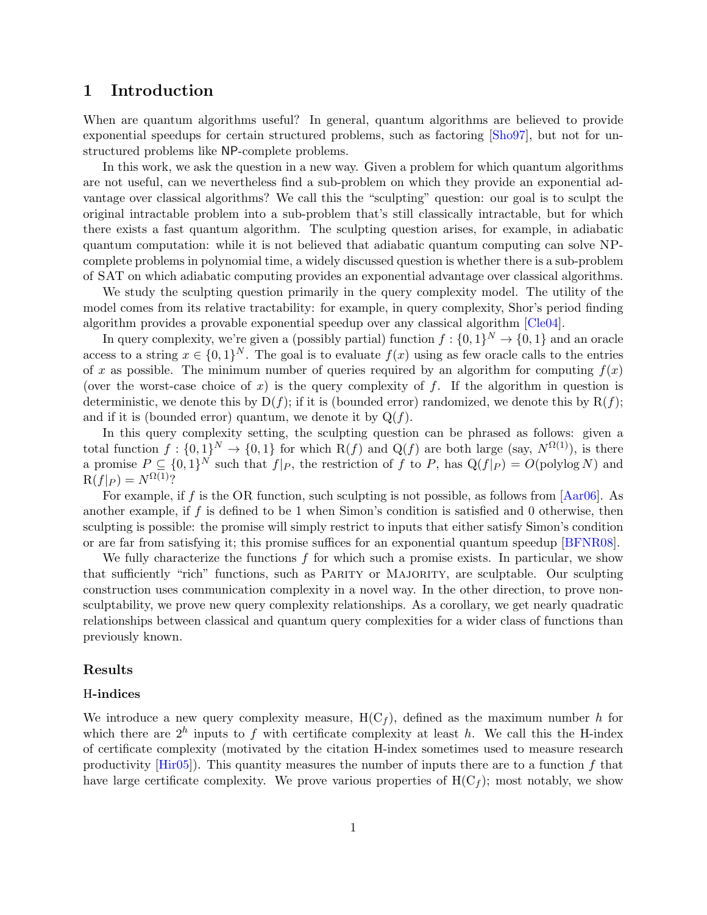# 1 Introduction

When are quantum algorithms useful? In general, quantum algorithms are believed to provide exponential speedups for certain structured problems, such as factoring [Sho97], but not for unstructured problems like NP-complete problems.

In this work, we ask the question in a new way. Given a problem for which quantum algorithms are not useful, can we nevertheless find a sub-problem on which they provide an exponential advantage over classical algorithms? We call this the "sculpting" question: our goal is to sculpt the original intractable problem into a sub-problem that's still classically intractable, but for which there exists a fast quantum algorithm. The sculpting question arises, for example, in adiabatic quantum computation: while it is not believed that adiabatic quantum computing can solve NP-complete problems in polynomial time, a widely discussed question is whether there is a sub-problem of SAT on which adiabatic computing provides an exponential advantage over classical algorithms.

We study the sculpting question primarily in the query complexity model. The utility of the model comes from its relative tractability: for example, in query complexity, Shor's period finding algorithm provides a provable exponential speedup over any classical algorithm [Cle04].

In query complexity, we're given a (possibly partial) function $f : \{0,1\}^N \to \{0,1\}$ and an oracle access to a string $x \in \{0,1\}^N$. The goal is to evaluate $f(x)$ using as few oracle calls to the entries of $x$ as possible. The minimum number of queries required by an algorithm for computing $f(x)$ (over the worst-case choice of $x$) is the query complexity of $f$. If the algorithm in question is deterministic, we denote this by $\mathrm{D}(f)$; if it is (bounded error) randomized, we denote this by $\mathrm{R}(f)$; and if it is (bounded error) quantum, we denote it by $\mathrm{Q}(f)$.

In this query complexity setting, the sculpting question can be phrased as follows: given a total function $f : \{0,1\}^N \to \{0,1\}$ for which $\mathrm{R}(f)$ and $\mathrm{Q}(f)$ are both large (say, $N^{\Omega(1)}$), is there a promise $P \subseteq \{0,1\}^N$ such that $f|_P$, the restriction of $f$ to $P$, has $\mathrm{Q}(f|_P) = O(\operatorname{polylog} N)$ and $\mathrm{R}(f|_P) = N^{\Omega(1)}$?

For example, if $f$ is the OR function, such sculpting is not possible, as follows from [Aar06]. As another example, if $f$ is defined to be 1 when Simon's condition is satisfied and 0 otherwise, then sculpting is possible: the promise will simply restrict to inputs that either satisfy Simon's condition or are far from satisfying it; this promise suffices for an exponential quantum speedup [BFNR08].

We fully characterize the functions $f$ for which such a promise exists. In particular, we show that sufficiently "rich" functions, such as Parity or Majority, are sculptable. Our sculpting construction uses communication complexity in a novel way. In the other direction, to prove non-sculptability, we prove new query complexity relationships. As a corollary, we get nearly quadratic relationships between classical and quantum query complexities for a wider class of functions than previously known.

## Results

### H-indices

We introduce a new query complexity measure, $\mathrm{H}(\mathrm{C}_f)$, defined as the maximum number $h$ for which there are $2^h$ inputs to $f$ with certificate complexity at least $h$. We call this the H-index of certificate complexity (motivated by the citation H-index sometimes used to measure research productivity [Hir05]). This quantity measures the number of inputs there are to a function $f$ that have large certificate complexity. We prove various properties of $\mathrm{H}(\mathrm{C}_f)$; most notably, we show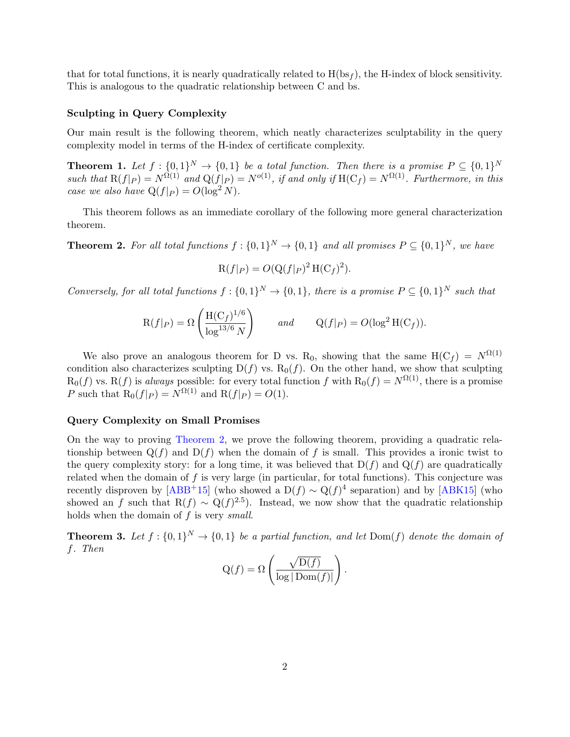that for total functions, it is nearly quadratically related to $\mathrm{H}(\mathrm{bs}_f)$, the H-index of block sensitivity. This is analogous to the quadratic relationship between C and bs.

### Sculpting in Query Complexity

Our main result is the following theorem, which neatly characterizes sculptability in the query complexity model in terms of the H-index of certificate complexity.

**Theorem 1.** *Let $f : \{0,1\}^N \to \{0,1\}$ be a total function. Then there is a promise $P \subseteq \{0,1\}^N$ such that $\mathrm{R}(f|_P) = N^{\Omega(1)}$ and $\mathrm{Q}(f|_P) = N^{o(1)}$, if and only if $\mathrm{H}(\mathrm{C}_f) = N^{\Omega(1)}$. Furthermore, in this case we also have $\mathrm{Q}(f|_P) = O(\log^2 N)$.*

This theorem follows as an immediate corollary of the following more general characterization theorem.

**Theorem 2.** *For all total functions $f : \{0,1\}^N \to \{0,1\}$ and all promises $P \subseteq \{0,1\}^N$, we have*

$$\mathrm{R}(f|_P) = O(\mathrm{Q}(f|_P)^2\, \mathrm{H}(\mathrm{C}_f)^2).$$

*Conversely, for all total functions $f : \{0,1\}^N \to \{0,1\}$, there is a promise $P \subseteq \{0,1\}^N$ such that*

$$\mathrm{R}(f|_P) = \Omega\left(\frac{\mathrm{H}(\mathrm{C}_f)^{1/6}}{\log^{13/6} N}\right) \qquad \text{and} \qquad \mathrm{Q}(f|_P) = O(\log^2 \mathrm{H}(\mathrm{C}_f)).$$

We also prove an analogous theorem for D vs. $\mathrm{R}_0$, showing that the same $\mathrm{H}(\mathrm{C}_f) = N^{\Omega(1)}$ condition also characterizes sculpting $\mathrm{D}(f)$ vs. $\mathrm{R}_0(f)$. On the other hand, we show that sculpting $\mathrm{R}_0(f)$ vs. $\mathrm{R}(f)$ is *always* possible: for every total function $f$ with $\mathrm{R}_0(f) = N^{\Omega(1)}$, there is a promise $P$ such that $\mathrm{R}_0(f|_P) = N^{\Omega(1)}$ and $\mathrm{R}(f|_P) = O(1)$.

### Query Complexity on Small Promises

On the way to proving Theorem 2, we prove the following theorem, providing a quadratic relationship between $\mathrm{Q}(f)$ and $\mathrm{D}(f)$ when the domain of $f$ is small. This provides a ironic twist to the query complexity story: for a long time, it was believed that $\mathrm{D}(f)$ and $\mathrm{Q}(f)$ are quadratically related when the domain of $f$ is very large (in particular, for total functions). This conjecture was recently disproven by [ABB+15] (who showed a $\mathrm{D}(f) \sim \mathrm{Q}(f)^4$ separation) and by [ABK15] (who showed an $f$ such that $\mathrm{R}(f) \sim \mathrm{Q}(f)^{2.5}$). Instead, we now show that the quadratic relationship holds when the domain of $f$ is very *small*.

**Theorem 3.** *Let $f : \{0,1\}^N \to \{0,1\}$ be a partial function, and let $\mathrm{Dom}(f)$ denote the domain of $f$. Then*

$$\mathrm{Q}(f) = \Omega\left(\frac{\sqrt{\mathrm{D}(f)}}{\log|\mathrm{Dom}(f)|}\right).$$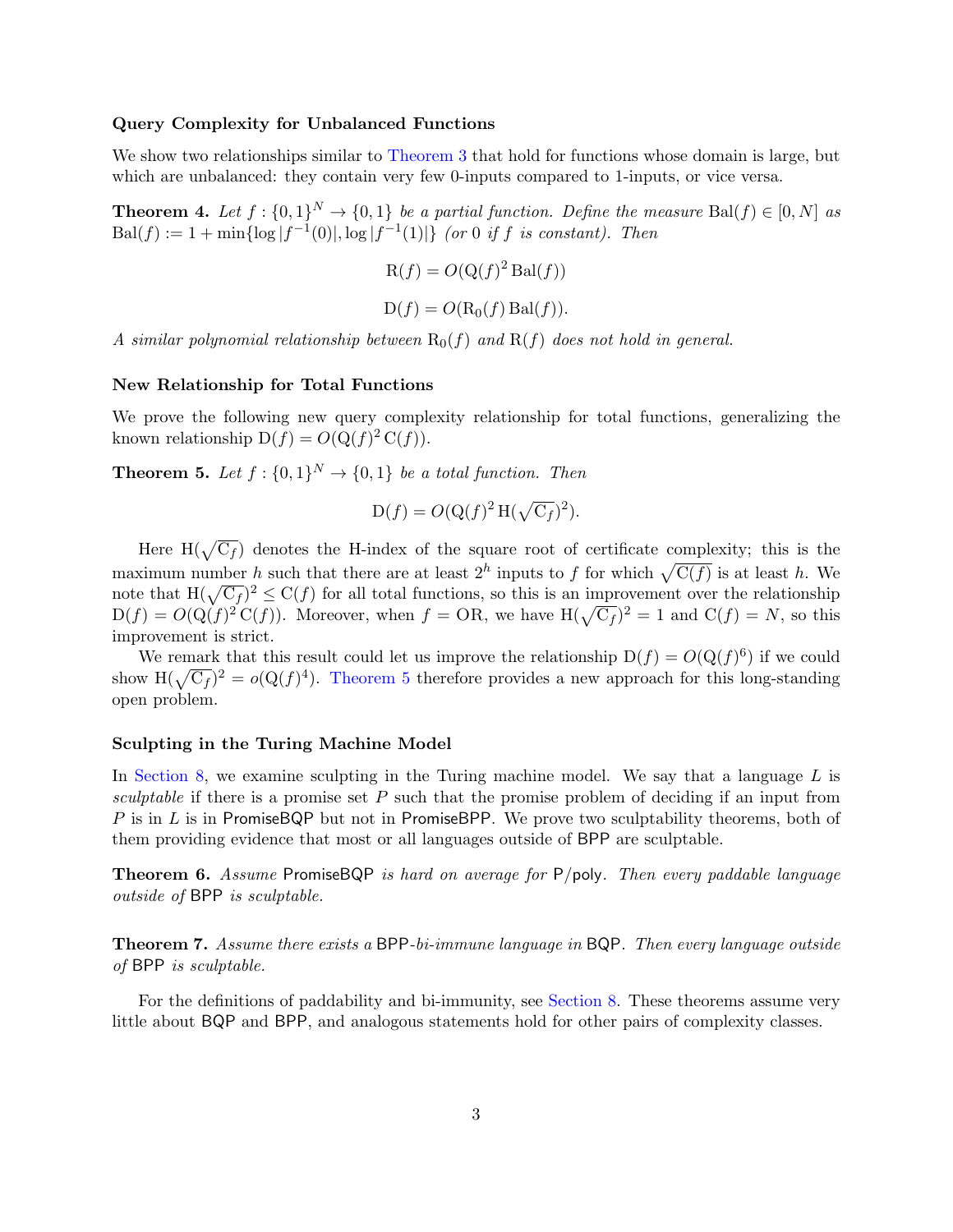### Query Complexity for Unbalanced Functions

We show two relationships similar to Theorem 3 that hold for functions whose domain is large, but which are unbalanced: they contain very few 0-inputs compared to 1-inputs, or vice versa.

**Theorem 4.** *Let $f : \{0,1\}^N \to \{0,1\}$ be a partial function. Define the measure $\mathrm{Bal}(f) \in [0, N]$ as $\mathrm{Bal}(f) := 1 + \min\{\log|f^{-1}(0)|, \log|f^{-1}(1)|\}$ (or 0 if $f$ is constant). Then*

$$\mathrm{R}(f) = O(\mathrm{Q}(f)^2 \,\mathrm{Bal}(f))$$

$$\mathrm{D}(f) = O(\mathrm{R}_0(f)\,\mathrm{Bal}(f)).$$

*A similar polynomial relationship between $\mathrm{R}_0(f)$ and $\mathrm{R}(f)$ does not hold in general.*

### New Relationship for Total Functions

We prove the following new query complexity relationship for total functions, generalizing the known relationship $\mathrm{D}(f) = O(\mathrm{Q}(f)^2\,\mathrm{C}(f))$.

**Theorem 5.** *Let $f : \{0,1\}^N \to \{0,1\}$ be a total function. Then*

$$\mathrm{D}(f) = O(\mathrm{Q}(f)^2\,\mathrm{H}(\sqrt{\mathrm{C}_f})^2).$$

Here $\mathrm{H}(\sqrt{\mathrm{C}_f})$ denotes the H-index of the square root of certificate complexity; this is the maximum number $h$ such that there are at least $2^h$ inputs to $f$ for which $\sqrt{\mathrm{C}(f)}$ is at least $h$. We note that $\mathrm{H}(\sqrt{\mathrm{C}_f})^2 \le \mathrm{C}(f)$ for all total functions, so this is an improvement over the relationship $\mathrm{D}(f) = O(\mathrm{Q}(f)^2\,\mathrm{C}(f))$. Moreover, when $f = \mathrm{OR}$, we have $\mathrm{H}(\sqrt{\mathrm{C}_f})^2 = 1$ and $\mathrm{C}(f) = N$, so this improvement is strict.

We remark that this result could let us improve the relationship $\mathrm{D}(f) = O(\mathrm{Q}(f)^6)$ if we could show $\mathrm{H}(\sqrt{\mathrm{C}_f})^2 = o(\mathrm{Q}(f)^4)$. Theorem 5 therefore provides a new approach for this long-standing open problem.

### Sculpting in the Turing Machine Model

In Section 8, we examine sculpting in the Turing machine model. We say that a language $L$ is *sculptable* if there is a promise set $P$ such that the promise problem of deciding if an input from $P$ is in $L$ is in PromiseBQP but not in PromiseBPP. We prove two sculptability theorems, both of them providing evidence that most or all languages outside of BPP are sculptable.

**Theorem 6.** *Assume* PromiseBQP *is hard on average for* P/poly*. Then every paddable language outside of* BPP *is sculptable.*

**Theorem 7.** *Assume there exists a* BPP*-bi-immune language in* BQP*. Then every language outside of* BPP *is sculptable.*

For the definitions of paddability and bi-immunity, see Section 8. These theorems assume very little about BQP and BPP, and analogous statements hold for other pairs of complexity classes.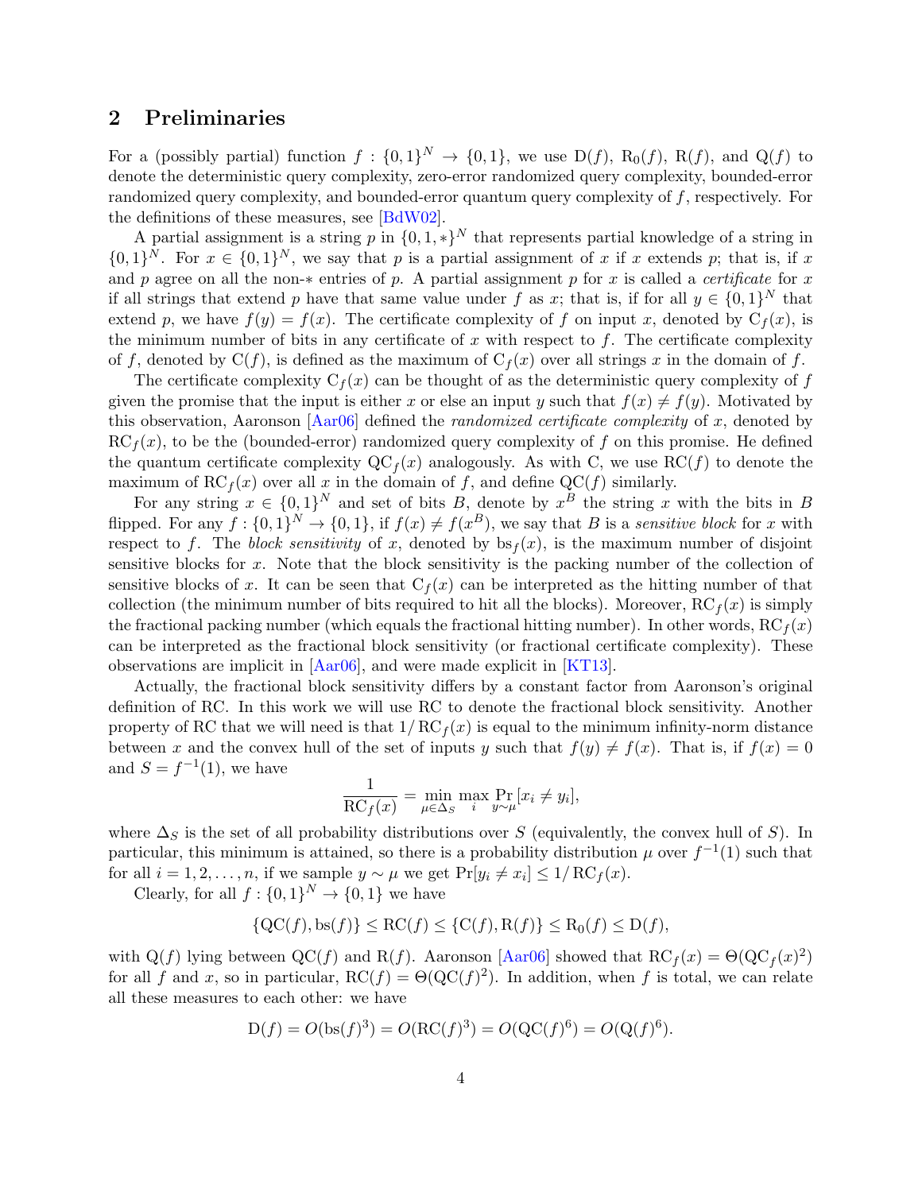## 2 Preliminaries

For a (possibly partial) function $f : \{0,1\}^N \to \{0,1\}$, we use $\mathrm{D}(f)$, $\mathrm{R}_0(f)$, $\mathrm{R}(f)$, and $\mathrm{Q}(f)$ to denote the deterministic query complexity, zero-error randomized query complexity, bounded-error randomized query complexity, and bounded-error quantum query complexity of $f$, respectively. For the definitions of these measures, see [BdW02].

A partial assignment is a string $p$ in $\{0,1,*\}^N$ that represents partial knowledge of a string in $\{0,1\}^N$. For $x \in \{0,1\}^N$, we say that $p$ is a partial assignment of $x$ if $x$ extends $p$; that is, if $x$ and $p$ agree on all the non-$*$ entries of $p$. A partial assignment $p$ for $x$ is called a *certificate* for $x$ if all strings that extend $p$ have that same value under $f$ as $x$; that is, if for all $y \in \{0,1\}^N$ that extend $p$, we have $f(y) = f(x)$. The certificate complexity of $f$ on input $x$, denoted by $\mathrm{C}_f(x)$, is the minimum number of bits in any certificate of $x$ with respect to $f$. The certificate complexity of $f$, denoted by $\mathrm{C}(f)$, is defined as the maximum of $\mathrm{C}_f(x)$ over all strings $x$ in the domain of $f$.

The certificate complexity $\mathrm{C}_f(x)$ can be thought of as the deterministic query complexity of $f$ given the promise that the input is either $x$ or else an input $y$ such that $f(x) \neq f(y)$. Motivated by this observation, Aaronson [Aar06] defined the *randomized certificate complexity* of $x$, denoted by $\mathrm{RC}_f(x)$, to be the (bounded-error) randomized query complexity of $f$ on this promise. He defined the quantum certificate complexity $\mathrm{QC}_f(x)$ analogously. As with C, we use $\mathrm{RC}(f)$ to denote the maximum of $\mathrm{RC}_f(x)$ over all $x$ in the domain of $f$, and define $\mathrm{QC}(f)$ similarly.

For any string $x \in \{0,1\}^N$ and set of bits $B$, denote by $x^B$ the string $x$ with the bits in $B$ flipped. For any $f : \{0,1\}^N \to \{0,1\}$, if $f(x) \neq f(x^B)$, we say that $B$ is a *sensitive block* for $x$ with respect to $f$. The *block sensitivity* of $x$, denoted by $\mathrm{bs}_f(x)$, is the maximum number of disjoint sensitive blocks for $x$. Note that the block sensitivity is the packing number of the collection of sensitive blocks of $x$. It can be seen that $\mathrm{C}_f(x)$ can be interpreted as the hitting number of that collection (the minimum number of bits required to hit all the blocks). Moreover, $\mathrm{RC}_f(x)$ is simply the fractional packing number (which equals the fractional hitting number). In other words, $\mathrm{RC}_f(x)$ can be interpreted as the fractional block sensitivity (or fractional certificate complexity). These observations are implicit in [Aar06], and were made explicit in [KT13].

Actually, the fractional block sensitivity differs by a constant factor from Aaronson's original definition of RC. In this work we will use RC to denote the fractional block sensitivity. Another property of RC that we will need is that $1/\mathrm{RC}_f(x)$ is equal to the minimum infinity-norm distance between $x$ and the convex hull of the set of inputs $y$ such that $f(y) \neq f(x)$. That is, if $f(x) = 0$ and $S = f^{-1}(1)$, we have

$$\frac{1}{\mathrm{RC}_f(x)} = \min_{\mu \in \Delta_S} \max_i \Pr_{y \sim \mu}[x_i \neq y_i],$$

where $\Delta_S$ is the set of all probability distributions over $S$ (equivalently, the convex hull of $S$). In particular, this minimum is attained, so there is a probability distribution $\mu$ over $f^{-1}(1)$ such that for all $i = 1, 2, \ldots, n$, if we sample $y \sim \mu$ we get $\Pr[y_i \neq x_i] \leq 1/\mathrm{RC}_f(x)$.

Clearly, for all $f : \{0,1\}^N \to \{0,1\}$ we have

$$\{\mathrm{QC}(f), \mathrm{bs}(f)\} \leq \mathrm{RC}(f) \leq \{\mathrm{C}(f), \mathrm{R}(f)\} \leq \mathrm{R}_0(f) \leq \mathrm{D}(f),$$

with $\mathrm{Q}(f)$ lying between $\mathrm{QC}(f)$ and $\mathrm{R}(f)$. Aaronson [Aar06] showed that $\mathrm{RC}_f(x) = \Theta(\mathrm{QC}_f(x)^2)$ for all $f$ and $x$, so in particular, $\mathrm{RC}(f) = \Theta(\mathrm{QC}(f)^2)$. In addition, when $f$ is total, we can relate all these measures to each other: we have

$$\mathrm{D}(f) = O(\mathrm{bs}(f)^3) = O(\mathrm{RC}(f)^3) = O(\mathrm{QC}(f)^6) = O(\mathrm{Q}(f)^6).$$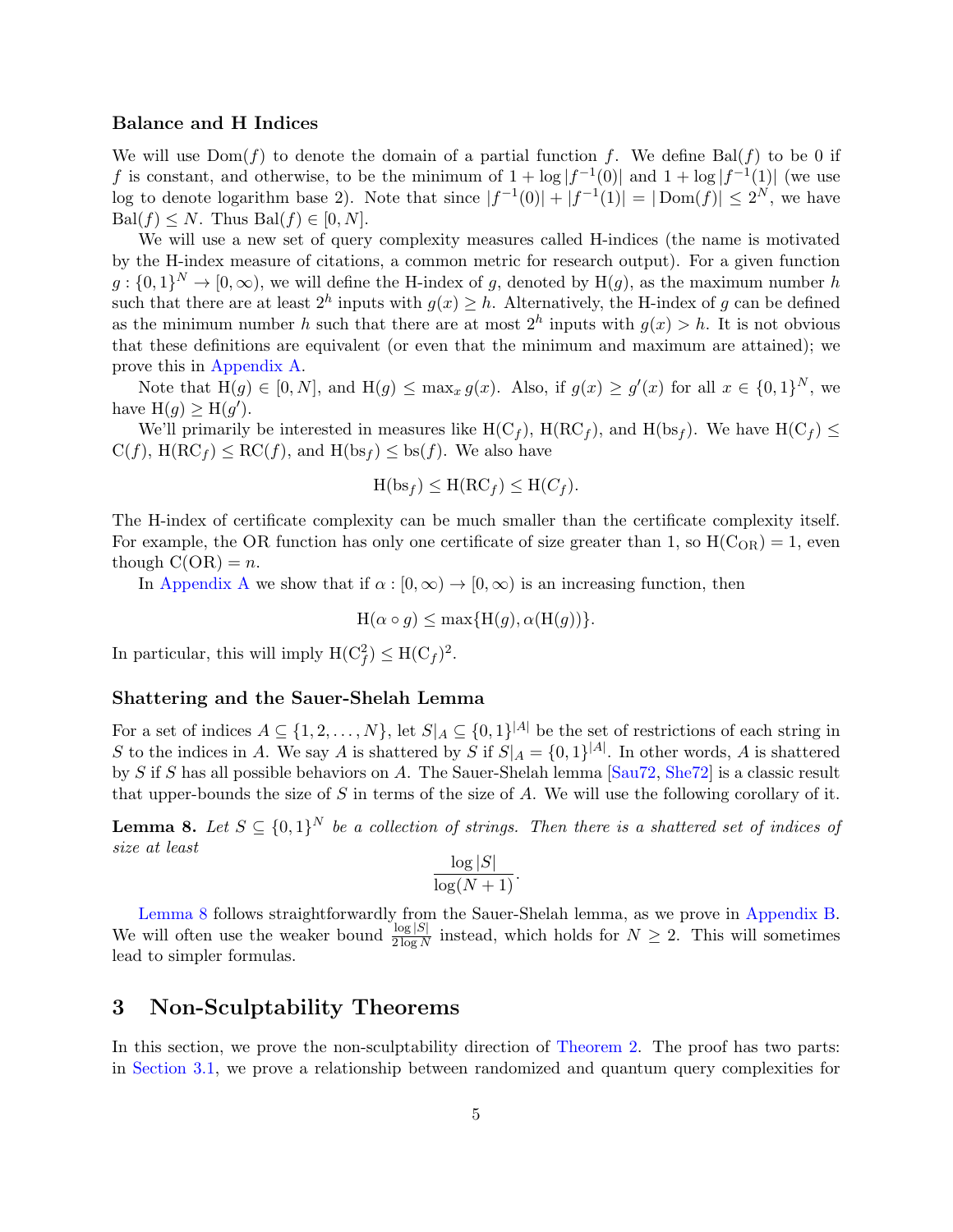### Balance and H Indices

We will use $\mathrm{Dom}(f)$ to denote the domain of a partial function $f$. We define $\mathrm{Bal}(f)$ to be 0 if $f$ is constant, and otherwise, to be the minimum of $1 + \log|f^{-1}(0)|$ and $1 + \log|f^{-1}(1)|$ (we use log to denote logarithm base 2). Note that since $|f^{-1}(0)| + |f^{-1}(1)| = |\mathrm{Dom}(f)| \le 2^N$, we have $\mathrm{Bal}(f) \le N$. Thus $\mathrm{Bal}(f) \in [0, N]$.

We will use a new set of query complexity measures called H-indices (the name is motivated by the H-index measure of citations, a common metric for research output). For a given function $g : \{0,1\}^N \to [0, \infty)$, we will define the H-index of $g$, denoted by $\mathrm{H}(g)$, as the maximum number $h$ such that there are at least $2^h$ inputs with $g(x) \ge h$. Alternatively, the H-index of $g$ can be defined as the minimum number $h$ such that there are at most $2^h$ inputs with $g(x) > h$. It is not obvious that these definitions are equivalent (or even that the minimum and maximum are attained); we prove this in Appendix A.

Note that $\mathrm{H}(g) \in [0, N]$, and $\mathrm{H}(g) \le \max_x g(x)$. Also, if $g(x) \ge g'(x)$ for all $x \in \{0,1\}^N$, we have $\mathrm{H}(g) \ge \mathrm{H}(g')$.

We'll primarily be interested in measures like $\mathrm{H}(\mathrm{C}_f)$, $\mathrm{H}(\mathrm{RC}_f)$, and $\mathrm{H}(\mathrm{bs}_f)$. We have $\mathrm{H}(\mathrm{C}_f) \le \mathrm{C}(f)$, $\mathrm{H}(\mathrm{RC}_f) \le \mathrm{RC}(f)$, and $\mathrm{H}(\mathrm{bs}_f) \le \mathrm{bs}(f)$. We also have

$$\mathrm{H}(\mathrm{bs}_f) \le \mathrm{H}(\mathrm{RC}_f) \le \mathrm{H}(C_f).$$

The H-index of certificate complexity can be much smaller than the certificate complexity itself. For example, the OR function has only one certificate of size greater than 1, so $\mathrm{H}(\mathrm{C}_{\mathrm{OR}}) = 1$, even though $\mathrm{C}(\mathrm{OR}) = n$.

In Appendix A we show that if $\alpha : [0, \infty) \to [0, \infty)$ is an increasing function, then

$$\mathrm{H}(\alpha \circ g) \le \max\{\mathrm{H}(g), \alpha(\mathrm{H}(g))\}.$$

In particular, this will imply $\mathrm{H}(\mathrm{C}_f^2) \le \mathrm{H}(\mathrm{C}_f)^2$.

### Shattering and the Sauer-Shelah Lemma

For a set of indices $A \subseteq \{1, 2, \ldots, N\}$, let $S|_A \subseteq \{0,1\}^{|A|}$ be the set of restrictions of each string in $S$ to the indices in $A$. We say $A$ is shattered by $S$ if $S|_A = \{0,1\}^{|A|}$. In other words, $A$ is shattered by $S$ if $S$ has all possible behaviors on $A$. The Sauer-Shelah lemma [Sau72, She72] is a classic result that upper-bounds the size of $S$ in terms of the size of $A$. We will use the following corollary of it.

**Lemma 8.** *Let $S \subseteq \{0,1\}^N$ be a collection of strings. Then there is a shattered set of indices of size at least*

$$\frac{\log|S|}{\log(N+1)}.$$

Lemma 8 follows straightforwardly from the Sauer-Shelah lemma, as we prove in Appendix B. We will often use the weaker bound $\frac{\log|S|}{2\log N}$ instead, which holds for $N \ge 2$. This will sometimes lead to simpler formulas.

## 3 Non-Sculptability Theorems

In this section, we prove the non-sculptability direction of Theorem 2. The proof has two parts: in Section 3.1, we prove a relationship between randomized and quantum query complexities for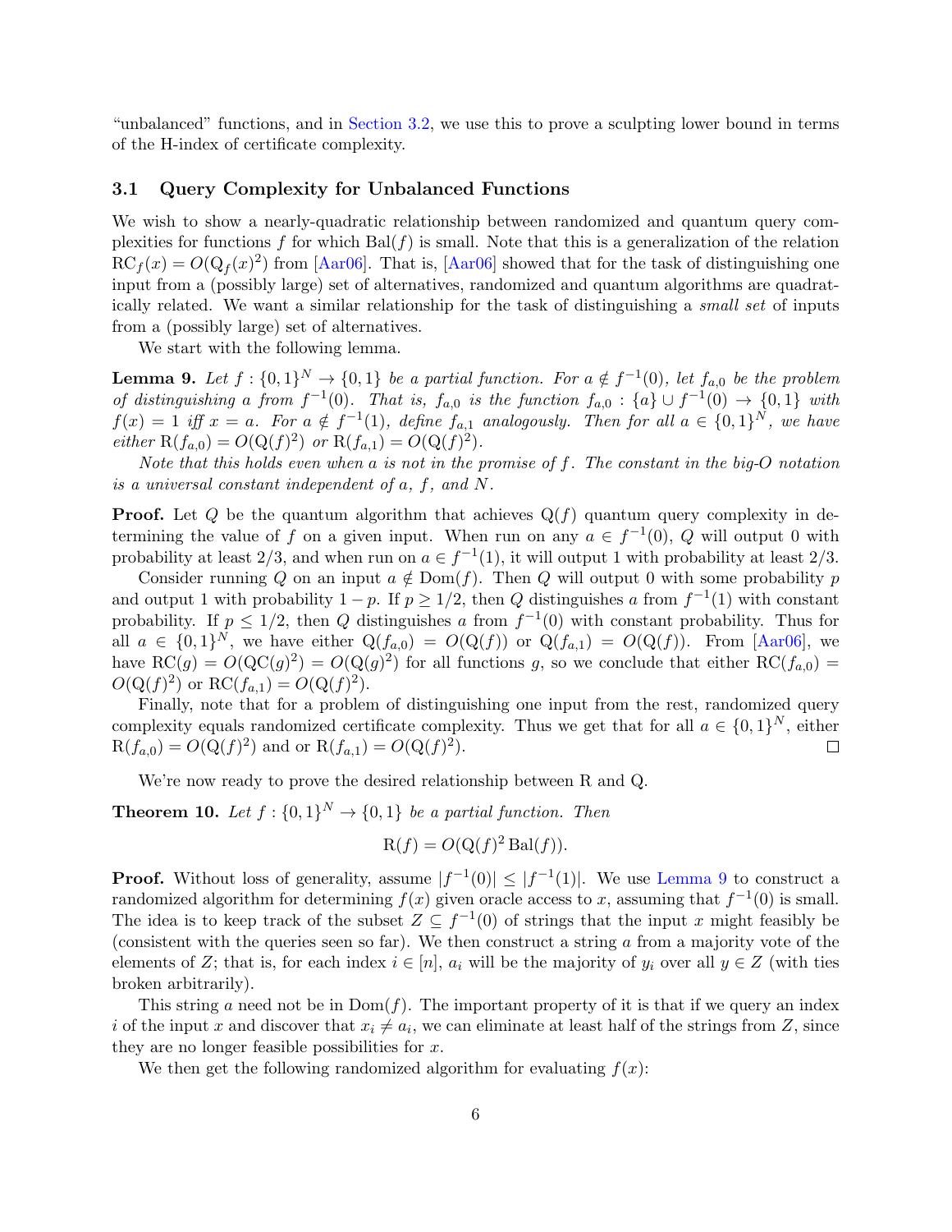"unbalanced" functions, and in Section 3.2, we use this to prove a sculpting lower bound in terms of the H-index of certificate complexity.

### 3.1 Query Complexity for Unbalanced Functions

We wish to show a nearly-quadratic relationship between randomized and quantum query complexities for functions $f$ for which $\mathrm{Bal}(f)$ is small. Note that this is a generalization of the relation $\mathrm{RC}_f(x) = O(\mathrm{Q}_f(x)^2)$ from [Aar06]. That is, [Aar06] showed that for the task of distinguishing one input from a (possibly large) set of alternatives, randomized and quantum algorithms are quadratically related. We want a similar relationship for the task of distinguishing a *small set* of inputs from a (possibly large) set of alternatives.

We start with the following lemma.

**Lemma 9.** *Let $f : \{0,1\}^N \to \{0,1\}$ be a partial function. For $a \notin f^{-1}(0)$, let $f_{a,0}$ be the problem of distinguishing $a$ from $f^{-1}(0)$. That is, $f_{a,0}$ is the function $f_{a,0} : \{a\} \cup f^{-1}(0) \to \{0,1\}$ with $f(x) = 1$ iff $x = a$. For $a \notin f^{-1}(1)$, define $f_{a,1}$ analogously. Then for all $a \in \{0,1\}^N$, we have either $\mathrm{R}(f_{a,0}) = O(\mathrm{Q}(f)^2)$ or $\mathrm{R}(f_{a,1}) = O(\mathrm{Q}(f)^2)$.*

*Note that this holds even when $a$ is not in the promise of $f$. The constant in the big-O notation is a universal constant independent of $a$, $f$, and $N$.*

**Proof.** Let $Q$ be the quantum algorithm that achieves $\mathrm{Q}(f)$ quantum query complexity in determining the value of $f$ on a given input. When run on any $a \in f^{-1}(0)$, $Q$ will output 0 with probability at least 2/3, and when run on $a \in f^{-1}(1)$, it will output 1 with probability at least 2/3.

Consider running $Q$ on an input $a \notin \mathrm{Dom}(f)$. Then $Q$ will output 0 with some probability $p$ and output 1 with probability $1-p$. If $p \geq 1/2$, then $Q$ distinguishes $a$ from $f^{-1}(1)$ with constant probability. If $p \leq 1/2$, then $Q$ distinguishes $a$ from $f^{-1}(0)$ with constant probability. Thus for all $a \in \{0,1\}^N$, we have either $\mathrm{Q}(f_{a,0}) = O(\mathrm{Q}(f))$ or $\mathrm{Q}(f_{a,1}) = O(\mathrm{Q}(f))$. From [Aar06], we have $\mathrm{RC}(g) = O(\mathrm{QC}(g)^2) = O(\mathrm{Q}(g)^2)$ for all functions $g$, so we conclude that either $\mathrm{RC}(f_{a,0}) = O(\mathrm{Q}(f)^2)$ or $\mathrm{RC}(f_{a,1}) = O(\mathrm{Q}(f)^2)$.

Finally, note that for a problem of distinguishing one input from the rest, randomized query complexity equals randomized certificate complexity. Thus we get that for all $a \in \{0,1\}^N$, either $\mathrm{R}(f_{a,0}) = O(\mathrm{Q}(f)^2)$ and or $\mathrm{R}(f_{a,1}) = O(\mathrm{Q}(f)^2)$. ◻

We're now ready to prove the desired relationship between R and Q.

**Theorem 10.** *Let $f : \{0,1\}^N \to \{0,1\}$ be a partial function. Then*

$$\mathrm{R}(f) = O(\mathrm{Q}(f)^2 \,\mathrm{Bal}(f)).$$

**Proof.** Without loss of generality, assume $|f^{-1}(0)| \leq |f^{-1}(1)|$. We use Lemma 9 to construct a randomized algorithm for determining $f(x)$ given oracle access to $x$, assuming that $f^{-1}(0)$ is small. The idea is to keep track of the subset $Z \subseteq f^{-1}(0)$ of strings that the input $x$ might feasibly be (consistent with the queries seen so far). We then construct a string $a$ from a majority vote of the elements of $Z$; that is, for each index $i \in [n]$, $a_i$ will be the majority of $y_i$ over all $y \in Z$ (with ties broken arbitrarily).

This string $a$ need not be in $\mathrm{Dom}(f)$. The important property of it is that if we query an index $i$ of the input $x$ and discover that $x_i \neq a_i$, we can eliminate at least half of the strings from $Z$, since they are no longer feasible possibilities for $x$.

We then get the following randomized algorithm for evaluating $f(x)$: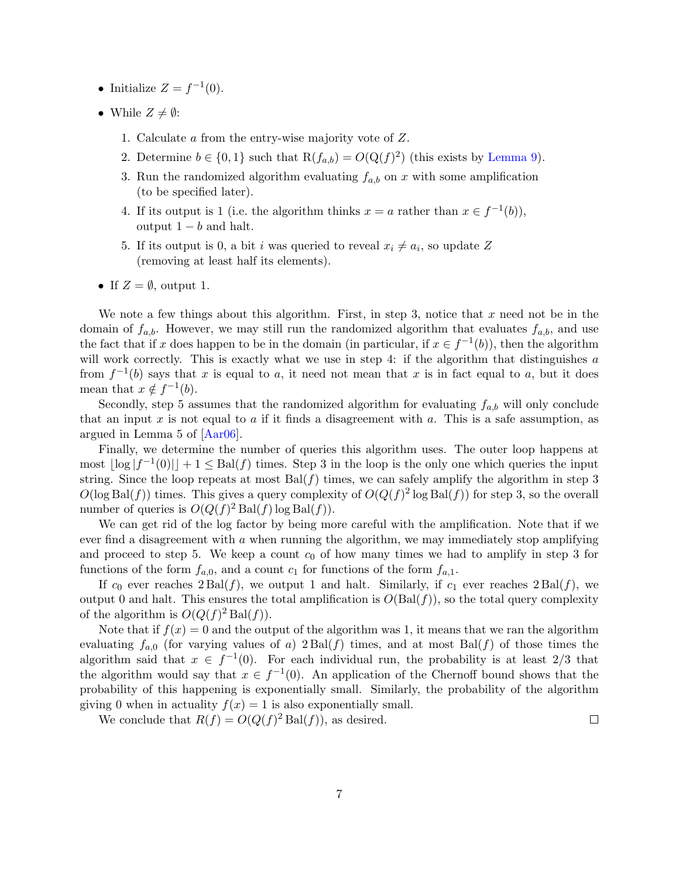- Initialize $Z = f^{-1}(0)$.
- While $Z \neq \emptyset$:
  1. Calculate $a$ from the entry-wise majority vote of $Z$.
  2. Determine $b \in \{0, 1\}$ such that $\mathrm{R}(f_{a,b}) = O(\mathrm{Q}(f)^2)$ (this exists by Lemma 9).
  3. Run the randomized algorithm evaluating $f_{a,b}$ on $x$ with some amplification (to be specified later).
  4. If its output is 1 (i.e. the algorithm thinks $x = a$ rather than $x \in f^{-1}(b)$), output $1 - b$ and halt.
  5. If its output is 0, a bit $i$ was queried to reveal $x_i \neq a_i$, so update $Z$ (removing at least half its elements).
- If $Z = \emptyset$, output 1.

We note a few things about this algorithm. First, in step 3, notice that $x$ need not be in the domain of $f_{a,b}$. However, we may still run the randomized algorithm that evaluates $f_{a,b}$, and use the fact that if $x$ does happen to be in the domain (in particular, if $x \in f^{-1}(b)$), then the algorithm will work correctly. This is exactly what we use in step 4: if the algorithm that distinguishes $a$ from $f^{-1}(b)$ says that $x$ is equal to $a$, it need not mean that $x$ is in fact equal to $a$, but it does mean that $x \notin f^{-1}(b)$.

Secondly, step 5 assumes that the randomized algorithm for evaluating $f_{a,b}$ will only conclude that an input $x$ is not equal to $a$ if it finds a disagreement with $a$. This is a safe assumption, as argued in Lemma 5 of [Aar06].

Finally, we determine the number of queries this algorithm uses. The outer loop happens at most $\lfloor \log |f^{-1}(0)| \rfloor + 1 \leq \mathrm{Bal}(f)$ times. Step 3 in the loop is the only one which queries the input string. Since the loop repeats at most $\mathrm{Bal}(f)$ times, we can safely amplify the algorithm in step 3 $O(\log \mathrm{Bal}(f))$ times. This gives a query complexity of $O(Q(f)^2 \log \mathrm{Bal}(f))$ for step 3, so the overall number of queries is $O(Q(f)^2 \mathrm{Bal}(f) \log \mathrm{Bal}(f))$.

We can get rid of the log factor by being more careful with the amplification. Note that if we ever find a disagreement with $a$ when running the algorithm, we may immediately stop amplifying and proceed to step 5. We keep a count $c_0$ of how many times we had to amplify in step 3 for functions of the form $f_{a,0}$, and a count $c_1$ for functions of the form $f_{a,1}$.

If $c_0$ ever reaches $2\,\mathrm{Bal}(f)$, we output 1 and halt. Similarly, if $c_1$ ever reaches $2\,\mathrm{Bal}(f)$, we output 0 and halt. This ensures the total amplification is $O(\mathrm{Bal}(f))$, so the total query complexity of the algorithm is $O(Q(f)^2 \mathrm{Bal}(f))$.

Note that if $f(x) = 0$ and the output of the algorithm was 1, it means that we ran the algorithm evaluating $f_{a,0}$ (for varying values of $a$) $2\,\mathrm{Bal}(f)$ times, and at most $\mathrm{Bal}(f)$ of those times the algorithm said that $x \in f^{-1}(0)$. For each individual run, the probability is at least $2/3$ that the algorithm would say that $x \in f^{-1}(0)$. An application of the Chernoff bound shows that the probability of this happening is exponentially small. Similarly, the probability of the algorithm giving 0 when in actuality $f(x) = 1$ is also exponentially small.

We conclude that $R(f) = O(Q(f)^2 \mathrm{Bal}(f))$, as desired. $\square$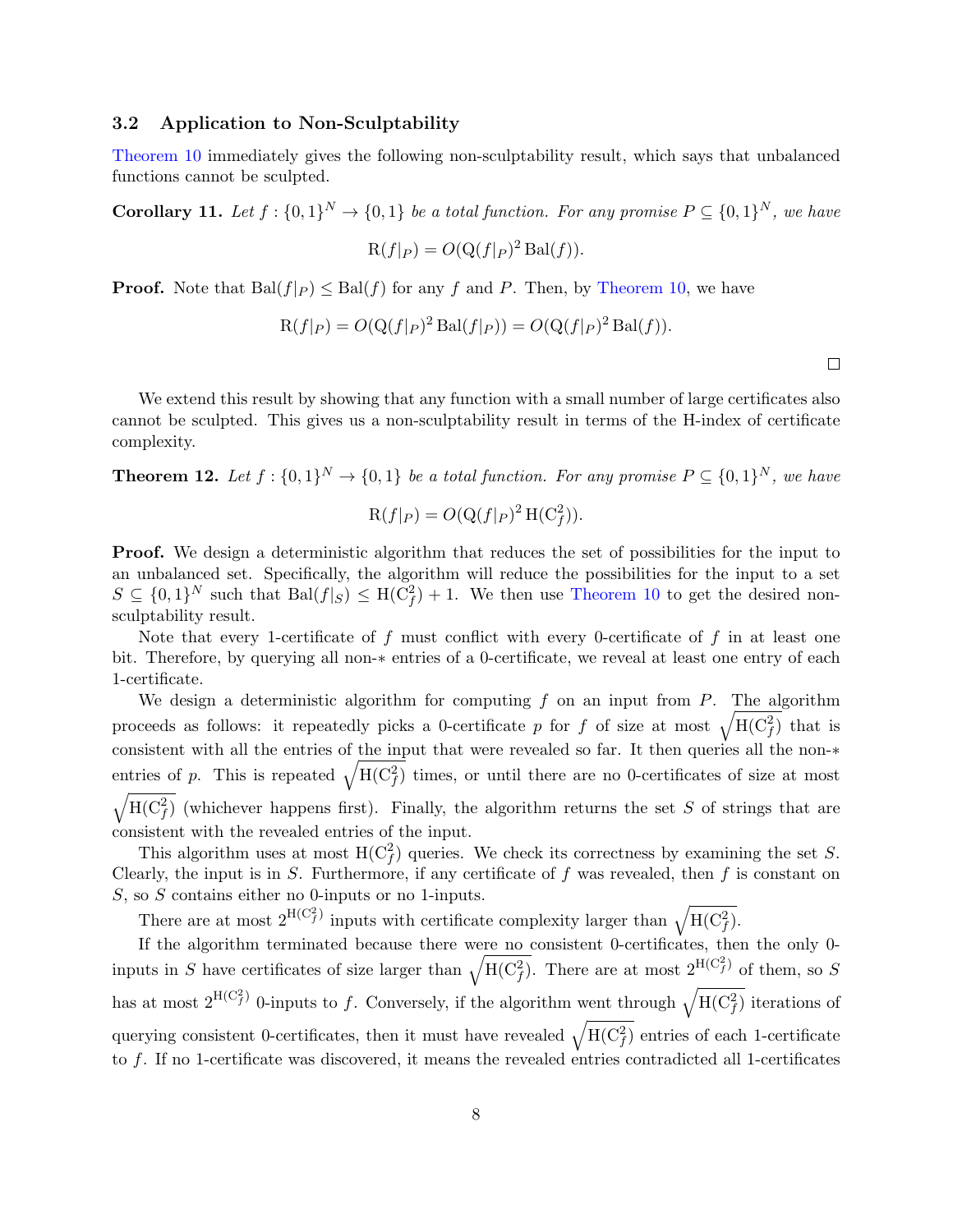### 3.2 Application to Non-Sculptability

Theorem 10 immediately gives the following non-sculptability result, which says that unbalanced functions cannot be sculpted.

**Corollary 11.** *Let $f : \{0,1\}^N \to \{0,1\}$ be a total function. For any promise $P \subseteq \{0,1\}^N$, we have*

$$\mathrm{R}(f|_P) = O(\mathrm{Q}(f|_P)^2 \,\mathrm{Bal}(f)).$$

**Proof.** Note that $\mathrm{Bal}(f|_P) \leq \mathrm{Bal}(f)$ for any $f$ and $P$. Then, by Theorem 10, we have

$$\mathrm{R}(f|_P) = O(\mathrm{Q}(f|_P)^2 \,\mathrm{Bal}(f|_P)) = O(\mathrm{Q}(f|_P)^2 \,\mathrm{Bal}(f)).$$

□

We extend this result by showing that any function with a small number of large certificates also cannot be sculpted. This gives us a non-sculptability result in terms of the H-index of certificate complexity.

**Theorem 12.** *Let $f : \{0,1\}^N \to \{0,1\}$ be a total function. For any promise $P \subseteq \{0,1\}^N$, we have*

$$\mathrm{R}(f|_P) = O(\mathrm{Q}(f|_P)^2 \,\mathrm{H}(\mathrm{C}_f^2)).$$

**Proof.** We design a deterministic algorithm that reduces the set of possibilities for the input to an unbalanced set. Specifically, the algorithm will reduce the possibilities for the input to a set $S \subseteq \{0,1\}^N$ such that $\mathrm{Bal}(f|_S) \leq \mathrm{H}(\mathrm{C}_f^2) + 1$. We then use Theorem 10 to get the desired non-sculptability result.

Note that every 1-certificate of $f$ must conflict with every 0-certificate of $f$ in at least one bit. Therefore, by querying all non-$*$ entries of a 0-certificate, we reveal at least one entry of each 1-certificate.

We design a deterministic algorithm for computing $f$ on an input from $P$. The algorithm proceeds as follows: it repeatedly picks a 0-certificate $p$ for $f$ of size at most $\sqrt{\mathrm{H}(\mathrm{C}_f^2)}$ that is consistent with all the entries of the input that were revealed so far. It then queries all the non-$*$ entries of $p$. This is repeated $\sqrt{\mathrm{H}(\mathrm{C}_f^2)}$ times, or until there are no 0-certificates of size at most $\sqrt{\mathrm{H}(\mathrm{C}_f^2)}$ (whichever happens first). Finally, the algorithm returns the set $S$ of strings that are consistent with the revealed entries of the input.

This algorithm uses at most $\mathrm{H}(\mathrm{C}_f^2)$ queries. We check its correctness by examining the set $S$. Clearly, the input is in $S$. Furthermore, if any certificate of $f$ was revealed, then $f$ is constant on $S$, so $S$ contains either no 0-inputs or no 1-inputs.

There are at most $2^{\mathrm{H}(\mathrm{C}_f^2)}$ inputs with certificate complexity larger than $\sqrt{\mathrm{H}(\mathrm{C}_f^2)}$.

If the algorithm terminated because there were no consistent 0-certificates, then the only 0-inputs in $S$ have certificates of size larger than $\sqrt{\mathrm{H}(\mathrm{C}_f^2)}$. There are at most $2^{\mathrm{H}(\mathrm{C}_f^2)}$ of them, so $S$ has at most $2^{\mathrm{H}(\mathrm{C}_f^2)}$ 0-inputs to $f$. Conversely, if the algorithm went through $\sqrt{\mathrm{H}(\mathrm{C}_f^2)}$ iterations of querying consistent 0-certificates, then it must have revealed $\sqrt{\mathrm{H}(\mathrm{C}_f^2)}$ entries of each 1-certificate to $f$. If no 1-certificate was discovered, it means the revealed entries contradicted all 1-certificates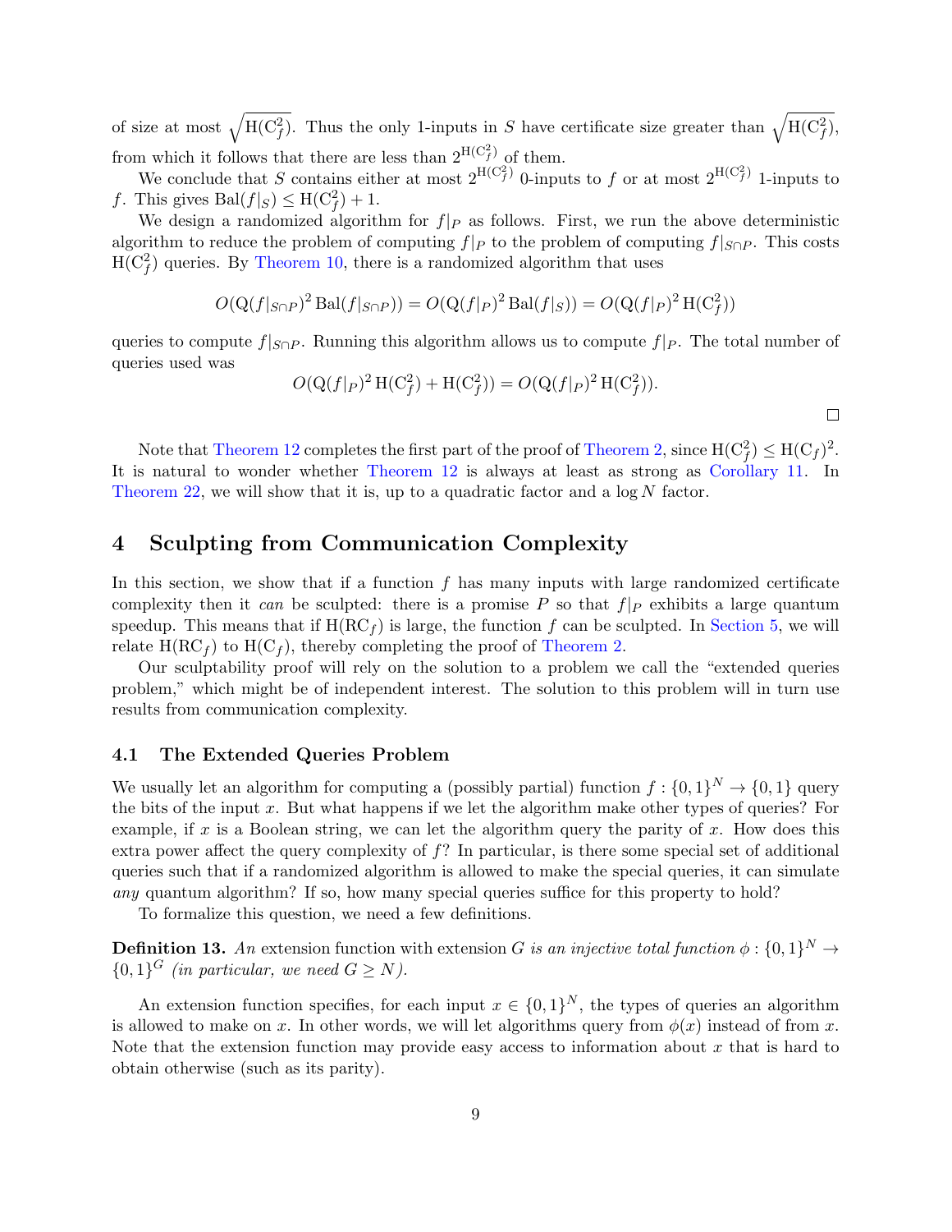of size at most $\sqrt{\mathrm{H}(\mathrm{C}_f^2)}$. Thus the only 1-inputs in $S$ have certificate size greater than $\sqrt{\mathrm{H}(\mathrm{C}_f^2)}$, from which it follows that there are less than $2^{\mathrm{H}(\mathrm{C}_f^2)}$ of them.

We conclude that $S$ contains either at most $2^{\mathrm{H}(\mathrm{C}_f^2)}$ 0-inputs to $f$ or at most $2^{\mathrm{H}(\mathrm{C}_f^2)}$ 1-inputs to $f$. This gives $\mathrm{Bal}(f|_S) \le \mathrm{H}(\mathrm{C}_f^2) + 1$.

We design a randomized algorithm for $f|_P$ as follows. First, we run the above deterministic algorithm to reduce the problem of computing $f|_P$ to the problem of computing $f|_{S\cap P}$. This costs $\mathrm{H}(\mathrm{C}_f^2)$ queries. By Theorem 10, there is a randomized algorithm that uses

$$O(\mathrm{Q}(f|_{S\cap P})^2 \,\mathrm{Bal}(f|_{S\cap P})) = O(\mathrm{Q}(f|_P)^2 \,\mathrm{Bal}(f|_S)) = O(\mathrm{Q}(f|_P)^2 \,\mathrm{H}(\mathrm{C}_f^2))$$

queries to compute $f|_{S\cap P}$. Running this algorithm allows us to compute $f|_P$. The total number of queries used was

$$O(\mathrm{Q}(f|_P)^2 \,\mathrm{H}(\mathrm{C}_f^2) + \mathrm{H}(\mathrm{C}_f^2)) = O(\mathrm{Q}(f|_P)^2 \,\mathrm{H}(\mathrm{C}_f^2)).$$

□

Note that Theorem 12 completes the first part of the proof of Theorem 2, since $\mathrm{H}(\mathrm{C}_f^2) \le \mathrm{H}(\mathrm{C}_f)^2$. It is natural to wonder whether Theorem 12 is always at least as strong as Corollary 11. In Theorem 22, we will show that it is, up to a quadratic factor and a $\log N$ factor.

## 4 Sculpting from Communication Complexity

In this section, we show that if a function $f$ has many inputs with large randomized certificate complexity then it *can* be sculpted: there is a promise $P$ so that $f|_P$ exhibits a large quantum speedup. This means that if $\mathrm{H}(\mathrm{RC}_f)$ is large, the function $f$ can be sculpted. In Section 5, we will relate $\mathrm{H}(\mathrm{RC}_f)$ to $\mathrm{H}(\mathrm{C}_f)$, thereby completing the proof of Theorem 2.

Our sculptability proof will rely on the solution to a problem we call the "extended queries problem," which might be of independent interest. The solution to this problem will in turn use results from communication complexity.

### 4.1 The Extended Queries Problem

We usually let an algorithm for computing a (possibly partial) function $f : \{0,1\}^N \to \{0,1\}$ query the bits of the input $x$. But what happens if we let the algorithm make other types of queries? For example, if $x$ is a Boolean string, we can let the algorithm query the parity of $x$. How does this extra power affect the query complexity of $f$? In particular, is there some special set of additional queries such that if a randomized algorithm is allowed to make the special queries, it can simulate *any* quantum algorithm? If so, how many special queries suffice for this property to hold?

To formalize this question, we need a few definitions.

**Definition 13.** *An* extension function with extension $G$ *is an injective total function* $\phi : \{0,1\}^N \to \{0,1\}^G$ *(in particular, we need* $G \ge N$*).*

An extension function specifies, for each input $x \in \{0,1\}^N$, the types of queries an algorithm is allowed to make on $x$. In other words, we will let algorithms query from $\phi(x)$ instead of from $x$. Note that the extension function may provide easy access to information about $x$ that is hard to obtain otherwise (such as its parity).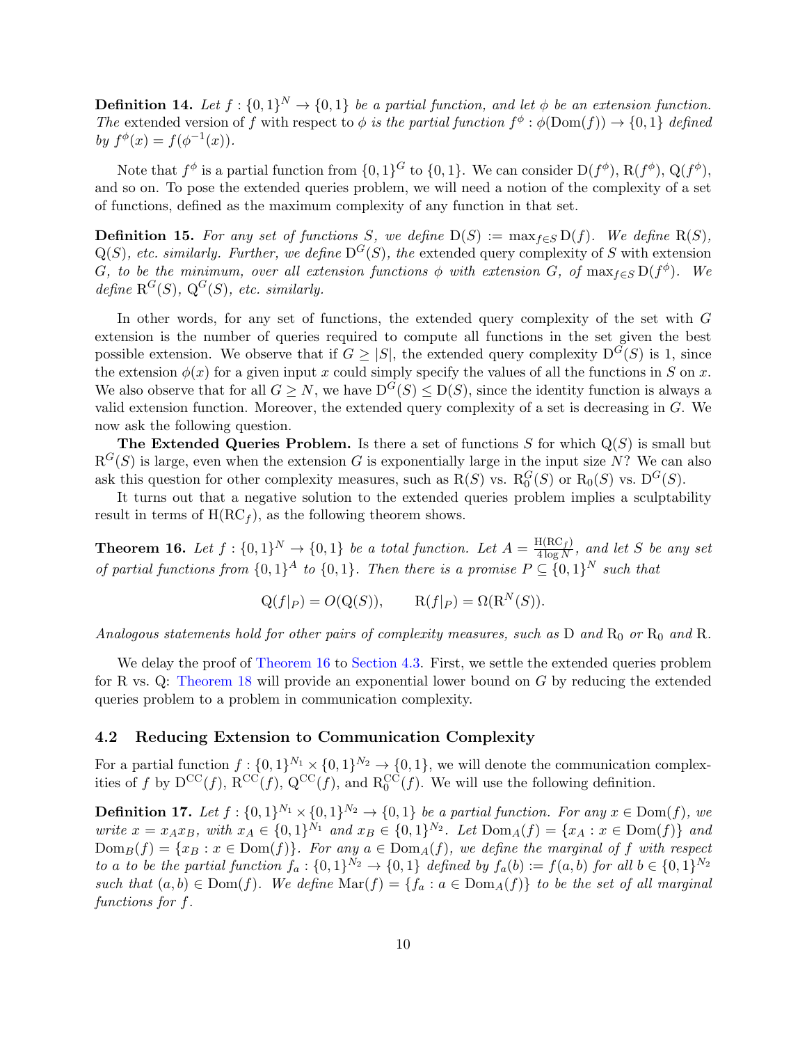**Definition 14.** *Let $f : \{0,1\}^N \to \{0,1\}$ be a partial function, and let $\phi$ be an extension function. The* extended version of $f$ with respect to $\phi$ *is the partial function $f^\phi : \phi(\mathrm{Dom}(f)) \to \{0,1\}$ defined by $f^\phi(x) = f(\phi^{-1}(x))$.*

Note that $f^\phi$ is a partial function from $\{0,1\}^G$ to $\{0,1\}$. We can consider $\mathrm{D}(f^\phi)$, $\mathrm{R}(f^\phi)$, $\mathrm{Q}(f^\phi)$, and so on. To pose the extended queries problem, we will need a notion of the complexity of a set of functions, defined as the maximum complexity of any function in that set.

**Definition 15.** *For any set of functions $S$, we define $\mathrm{D}(S) := \max_{f \in S} \mathrm{D}(f)$. We define $\mathrm{R}(S)$, $\mathrm{Q}(S)$, etc. similarly. Further, we define $\mathrm{D}^G(S)$, the* extended query complexity of $S$ with extension $G$*, to be the minimum, over all extension functions $\phi$ with extension $G$, of $\max_{f \in S} \mathrm{D}(f^\phi)$. We define $\mathrm{R}^G(S)$, $\mathrm{Q}^G(S)$, etc. similarly.*

In other words, for any set of functions, the extended query complexity of the set with $G$ extension is the number of queries required to compute all functions in the set given the best possible extension. We observe that if $G \geq |S|$, the extended query complexity $\mathrm{D}^G(S)$ is 1, since the extension $\phi(x)$ for a given input $x$ could simply specify the values of all the functions in $S$ on $x$. We also observe that for all $G \geq N$, we have $\mathrm{D}^G(S) \leq \mathrm{D}(S)$, since the identity function is always a valid extension function. Moreover, the extended query complexity of a set is decreasing in $G$. We now ask the following question.

**The Extended Queries Problem.** Is there a set of functions $S$ for which $\mathrm{Q}(S)$ is small but $\mathrm{R}^G(S)$ is large, even when the extension $G$ is exponentially large in the input size $N$? We can also ask this question for other complexity measures, such as $\mathrm{R}(S)$ vs. $\mathrm{R}_0^G(S)$ or $\mathrm{R}_0(S)$ vs. $\mathrm{D}^G(S)$.

It turns out that a negative solution to the extended queries problem implies a sculptability result in terms of $\mathrm{H}(\mathrm{RC}_f)$, as the following theorem shows.

**Theorem 16.** *Let $f : \{0,1\}^N \to \{0,1\}$ be a total function. Let $A = \frac{\mathrm{H}(\mathrm{RC}_f)}{4 \log N}$, and let $S$ be any set of partial functions from $\{0,1\}^A$ to $\{0,1\}$. Then there is a promise $P \subseteq \{0,1\}^N$ such that*

$$\mathrm{Q}(f|_P) = O(\mathrm{Q}(S)), \qquad \mathrm{R}(f|_P) = \Omega(\mathrm{R}^N(S)).$$

*Analogous statements hold for other pairs of complexity measures, such as $\mathrm{D}$ and $\mathrm{R}_0$ or $\mathrm{R}_0$ and $\mathrm{R}$.*

We delay the proof of Theorem 16 to Section 4.3. First, we settle the extended queries problem for R vs. Q: Theorem 18 will provide an exponential lower bound on $G$ by reducing the extended queries problem to a problem in communication complexity.

## 4.2 Reducing Extension to Communication Complexity

For a partial function $f : \{0,1\}^{N_1} \times \{0,1\}^{N_2} \to \{0,1\}$, we will denote the communication complexities of $f$ by $\mathrm{D}^{\mathrm{CC}}(f)$, $\mathrm{R}^{\mathrm{CC}}(f)$, $\mathrm{Q}^{\mathrm{CC}}(f)$, and $\mathrm{R}_0^{\mathrm{CC}}(f)$. We will use the following definition.

**Definition 17.** *Let $f : \{0,1\}^{N_1} \times \{0,1\}^{N_2} \to \{0,1\}$ be a partial function. For any $x \in \mathrm{Dom}(f)$, we write $x = x_A x_B$, with $x_A \in \{0,1\}^{N_1}$ and $x_B \in \{0,1\}^{N_2}$. Let $\mathrm{Dom}_A(f) = \{x_A : x \in \mathrm{Dom}(f)\}$ and $\mathrm{Dom}_B(f) = \{x_B : x \in \mathrm{Dom}(f)\}$. For any $a \in \mathrm{Dom}_A(f)$, we define the marginal of $f$ with respect to $a$ to be the partial function $f_a : \{0,1\}^{N_2} \to \{0,1\}$ defined by $f_a(b) := f(a,b)$ for all $b \in \{0,1\}^{N_2}$ such that $(a,b) \in \mathrm{Dom}(f)$. We define $\mathrm{Mar}(f) = \{f_a : a \in \mathrm{Dom}_A(f)\}$ to be the set of all marginal functions for $f$.*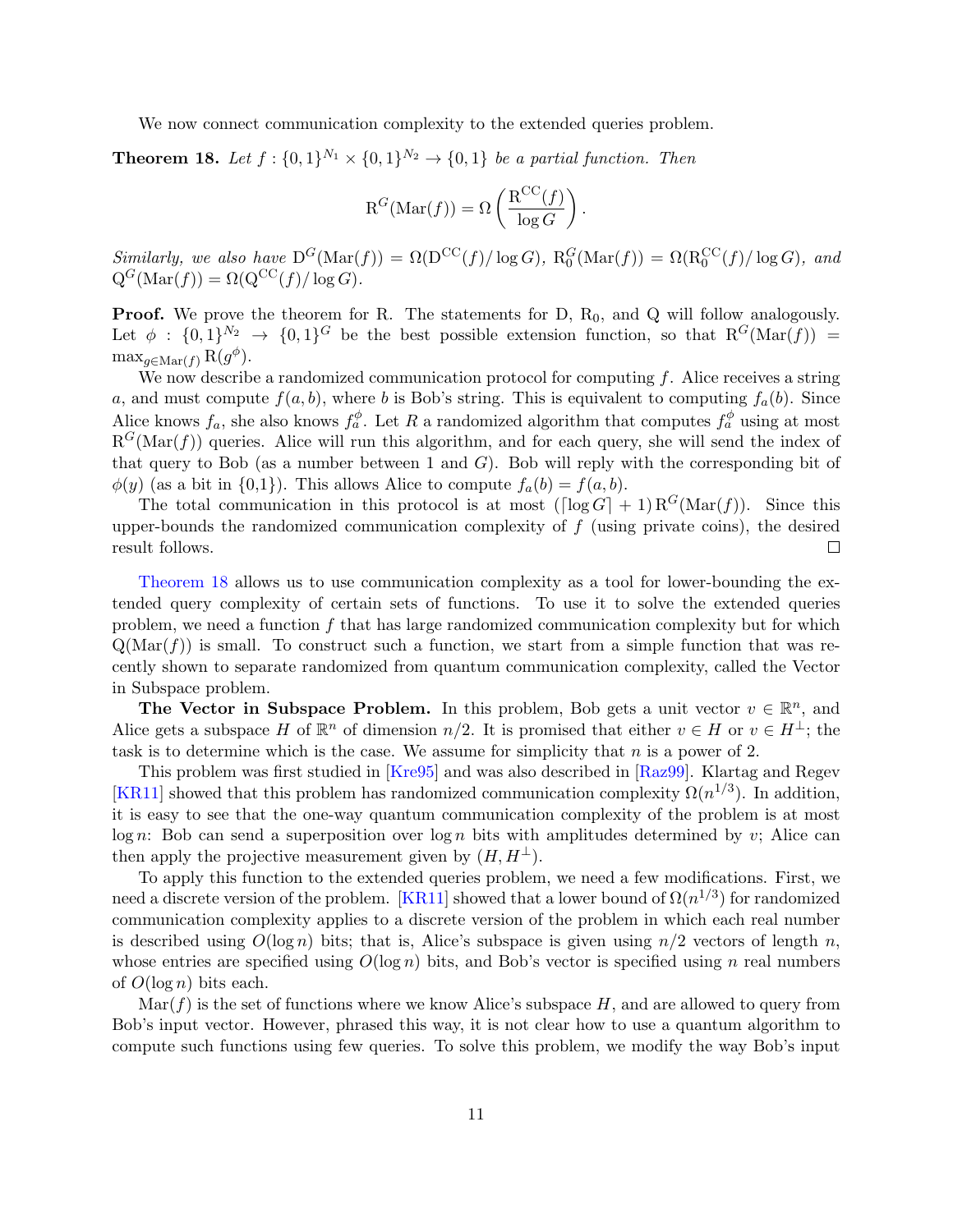We now connect communication complexity to the extended queries problem.

**Theorem 18.** *Let $f : \{0,1\}^{N_1} \times \{0,1\}^{N_2} \to \{0,1\}$ be a partial function. Then*

$$\mathrm{R}^G(\mathrm{Mar}(f)) = \Omega\left(\frac{\mathrm{R}^{\mathrm{CC}}(f)}{\log G}\right).$$

*Similarly, we also have $\mathrm{D}^G(\mathrm{Mar}(f)) = \Omega(\mathrm{D}^{\mathrm{CC}}(f)/\log G)$, $\mathrm{R}_0^G(\mathrm{Mar}(f)) = \Omega(\mathrm{R}_0^{\mathrm{CC}}(f)/\log G)$, and $\mathrm{Q}^G(\mathrm{Mar}(f)) = \Omega(\mathrm{Q}^{\mathrm{CC}}(f)/\log G)$.*

**Proof.** We prove the theorem for R. The statements for D, $\mathrm{R}_0$, and Q will follow analogously. Let $\phi : \{0,1\}^{N_2} \to \{0,1\}^G$ be the best possible extension function, so that $\mathrm{R}^G(\mathrm{Mar}(f)) = \max_{g \in \mathrm{Mar}(f)} \mathrm{R}(g^\phi)$.

We now describe a randomized communication protocol for computing $f$. Alice receives a string $a$, and must compute $f(a,b)$, where $b$ is Bob's string. This is equivalent to computing $f_a(b)$. Since Alice knows $f_a$, she also knows $f_a^\phi$. Let $R$ a randomized algorithm that computes $f_a^\phi$ using at most $\mathrm{R}^G(\mathrm{Mar}(f))$ queries. Alice will run this algorithm, and for each query, she will send the index of that query to Bob (as a number between 1 and $G$). Bob will reply with the corresponding bit of $\phi(y)$ (as a bit in {0,1}). This allows Alice to compute $f_a(b) = f(a,b)$.

The total communication in this protocol is at most $(\lceil \log G \rceil + 1)\,\mathrm{R}^G(\mathrm{Mar}(f))$. Since this upper-bounds the randomized communication complexity of $f$ (using private coins), the desired result follows. ◻

Theorem 18 allows us to use communication complexity as a tool for lower-bounding the extended query complexity of certain sets of functions. To use it to solve the extended queries problem, we need a function $f$ that has large randomized communication complexity but for which $\mathrm{Q}(\mathrm{Mar}(f))$ is small. To construct such a function, we start from a simple function that was recently shown to separate randomized from quantum communication complexity, called the Vector in Subspace problem.

**The Vector in Subspace Problem.** In this problem, Bob gets a unit vector $v \in \mathbb{R}^n$, and Alice gets a subspace $H$ of $\mathbb{R}^n$ of dimension $n/2$. It is promised that either $v \in H$ or $v \in H^\perp$; the task is to determine which is the case. We assume for simplicity that $n$ is a power of 2.

This problem was first studied in [Kre95] and was also described in [Raz99]. Klartag and Regev [KR11] showed that this problem has randomized communication complexity $\Omega(n^{1/3})$. In addition, it is easy to see that the one-way quantum communication complexity of the problem is at most $\log n$: Bob can send a superposition over $\log n$ bits with amplitudes determined by $v$; Alice can then apply the projective measurement given by $(H, H^\perp)$.

To apply this function to the extended queries problem, we need a few modifications. First, we need a discrete version of the problem. [KR11] showed that a lower bound of $\Omega(n^{1/3})$ for randomized communication complexity applies to a discrete version of the problem in which each real number is described using $O(\log n)$ bits; that is, Alice's subspace is given using $n/2$ vectors of length $n$, whose entries are specified using $O(\log n)$ bits, and Bob's vector is specified using $n$ real numbers of $O(\log n)$ bits each.

$\mathrm{Mar}(f)$ is the set of functions where we know Alice's subspace $H$, and are allowed to query from Bob's input vector. However, phrased this way, it is not clear how to use a quantum algorithm to compute such functions using few queries. To solve this problem, we modify the way Bob's input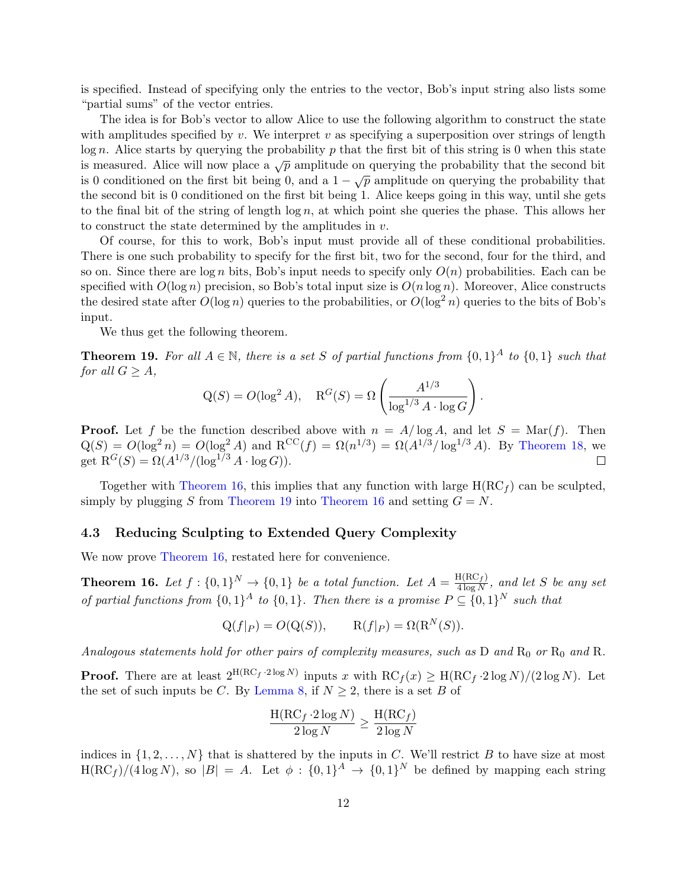is specified. Instead of specifying only the entries to the vector, Bob's input string also lists some "partial sums" of the vector entries.

The idea is for Bob's vector to allow Alice to use the following algorithm to construct the state with amplitudes specified by $v$. We interpret $v$ as specifying a superposition over strings of length $\log n$. Alice starts by querying the probability $p$ that the first bit of this string is 0 when this state is measured. Alice will now place a $\sqrt{p}$ amplitude on querying the probability that the second bit is 0 conditioned on the first bit being 0, and a $1 - \sqrt{p}$ amplitude on querying the probability that the second bit is 0 conditioned on the first bit being 1. Alice keeps going in this way, until she gets to the final bit of the string of length $\log n$, at which point she queries the phase. This allows her to construct the state determined by the amplitudes in $v$.

Of course, for this to work, Bob's input must provide all of these conditional probabilities. There is one such probability to specify for the first bit, two for the second, four for the third, and so on. Since there are $\log n$ bits, Bob's input needs to specify only $O(n)$ probabilities. Each can be specified with $O(\log n)$ precision, so Bob's total input size is $O(n \log n)$. Moreover, Alice constructs the desired state after $O(\log n)$ queries to the probabilities, or $O(\log^2 n)$ queries to the bits of Bob's input.

We thus get the following theorem.

**Theorem 19.** *For all $A \in \mathbb{N}$, there is a set $S$ of partial functions from $\{0,1\}^A$ to $\{0,1\}$ such that for all $G \geq A$,*

$$\mathrm{Q}(S) = O(\log^2 A), \quad \mathrm{R}^G(S) = \Omega\left(\frac{A^{1/3}}{\log^{1/3} A \cdot \log G}\right).$$

**Proof.** Let $f$ be the function described above with $n = A/\log A$, and let $S = \mathrm{Mar}(f)$. Then $\mathrm{Q}(S) = O(\log^2 n) = O(\log^2 A)$ and $\mathrm{R}^{\mathrm{CC}}(f) = \Omega(n^{1/3}) = \Omega(A^{1/3}/\log^{1/3} A)$. By Theorem 18, we get $\mathrm{R}^G(S) = \Omega(A^{1/3}/(\log^{1/3} A \cdot \log G))$. ◻

Together with Theorem 16, this implies that any function with large $\mathrm{H}(\mathrm{RC}_f)$ can be sculpted, simply by plugging $S$ from Theorem 19 into Theorem 16 and setting $G = N$.

### 4.3 Reducing Sculpting to Extended Query Complexity

We now prove Theorem 16, restated here for convenience.

**Theorem 16.** *Let $f : \{0,1\}^N \to \{0,1\}$ be a total function. Let $A = \frac{\mathrm{H}(\mathrm{RC}_f)}{4 \log N}$, and let $S$ be any set of partial functions from $\{0,1\}^A$ to $\{0,1\}$. Then there is a promise $P \subseteq \{0,1\}^N$ such that*

$$\mathrm{Q}(f|_P) = O(\mathrm{Q}(S)), \qquad \mathrm{R}(f|_P) = \Omega(\mathrm{R}^N(S)).$$

*Analogous statements hold for other pairs of complexity measures, such as $\mathrm{D}$ and $\mathrm{R}_0$ or $\mathrm{R}_0$ and $\mathrm{R}$.*

**Proof.** There are at least $2^{\mathrm{H}(\mathrm{RC}_f \cdot 2 \log N)}$ inputs $x$ with $\mathrm{RC}_f(x) \geq \mathrm{H}(\mathrm{RC}_f \cdot 2 \log N)/(2 \log N)$. Let the set of such inputs be $C$. By Lemma 8, if $N \geq 2$, there is a set $B$ of

$$\frac{\mathrm{H}(\mathrm{RC}_f \cdot 2 \log N)}{2 \log N} \geq \frac{\mathrm{H}(\mathrm{RC}_f)}{2 \log N}$$

indices in $\{1, 2, \ldots, N\}$ that is shattered by the inputs in $C$. We'll restrict $B$ to have size at most $\mathrm{H}(\mathrm{RC}_f)/(4 \log N)$, so $|B| = A$. Let $\phi : \{0,1\}^A \to \{0,1\}^N$ be defined by mapping each string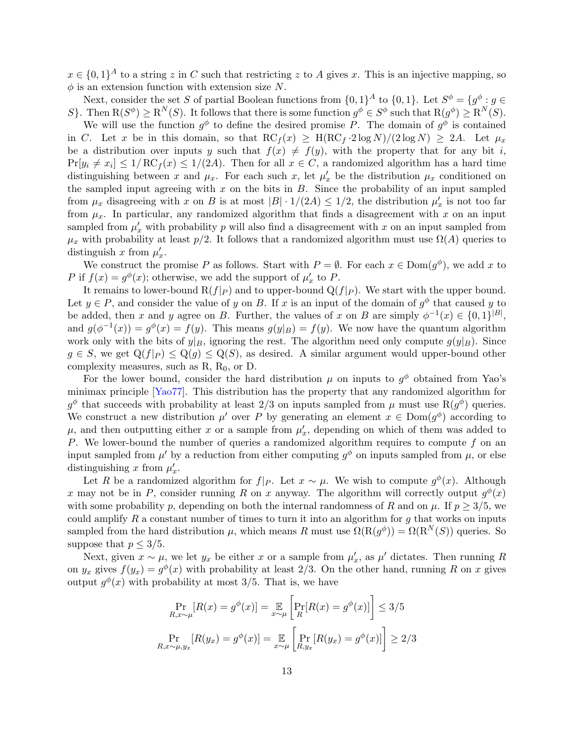$x \in \{0,1\}^A$ to a string $z$ in $C$ such that restricting $z$ to $A$ gives $x$. This is an injective mapping, so $\phi$ is an extension function with extension size $N$.

Next, consider the set $S$ of partial Boolean functions from $\{0,1\}^A$ to $\{0,1\}$. Let $S^\phi = \{g^\phi : g \in S\}$. Then $\mathrm{R}(S^\phi) \geq \mathrm{R}^N(S)$. It follows that there is some function $g^\phi \in S^\phi$ such that $\mathrm{R}(g^\phi) \geq \mathrm{R}^N(S)$.

We will use the function $g^\phi$ to define the desired promise $P$. The domain of $g^\phi$ is contained in $C$. Let $x$ be in this domain, so that $\mathrm{RC}_f(x) \geq \mathrm{H}(\mathrm{RC}_f \cdot 2\log N)/(2\log N) \geq 2A$. Let $\mu_x$ be a distribution over inputs $y$ such that $f(x) \neq f(y)$, with the property that for any bit $i$, $\Pr[y_i \neq x_i] \leq 1/\mathrm{RC}_f(x) \leq 1/(2A)$. Then for all $x \in C$, a randomized algorithm has a hard time distinguishing between $x$ and $\mu_x$. For each such $x$, let $\mu'_x$ be the distribution $\mu_x$ conditioned on the sampled input agreeing with $x$ on the bits in $B$. Since the probability of an input sampled from $\mu_x$ disagreeing with $x$ on $B$ is at most $|B| \cdot 1/(2A) \leq 1/2$, the distribution $\mu'_x$ is not too far from $\mu_x$. In particular, any randomized algorithm that finds a disagreement with $x$ on an input sampled from $\mu'_x$ with probability $p$ will also find a disagreement with $x$ on an input sampled from $\mu_x$ with probability at least $p/2$. It follows that a randomized algorithm must use $\Omega(A)$ queries to distinguish $x$ from $\mu'_x$.

We construct the promise $P$ as follows. Start with $P = \emptyset$. For each $x \in \mathrm{Dom}(g^\phi)$, we add $x$ to $P$ if $f(x) = g^\phi(x)$; otherwise, we add the support of $\mu'_x$ to $P$.

It remains to lower-bound $\mathrm{R}(f|_P)$ and to upper-bound $\mathrm{Q}(f|_P)$. We start with the upper bound. Let $y \in P$, and consider the value of $y$ on $B$. If $x$ is an input of the domain of $g^\phi$ that caused $y$ to be added, then $x$ and $y$ agree on $B$. Further, the values of $x$ on $B$ are simply $\phi^{-1}(x) \in \{0,1\}^{|B|}$, and $g(\phi^{-1}(x)) = g^\phi(x) = f(y)$. This means $g(y|_B) = f(y)$. We now have the quantum algorithm work only with the bits of $y|_B$, ignoring the rest. The algorithm need only compute $g(y|_B)$. Since $g \in S$, we get $\mathrm{Q}(f|_P) \leq \mathrm{Q}(g) \leq \mathrm{Q}(S)$, as desired. A similar argument would upper-bound other complexity measures, such as $\mathrm{R}$, $\mathrm{R}_0$, or $\mathrm{D}$.

For the lower bound, consider the hard distribution $\mu$ on inputs to $g^\phi$ obtained from Yao's minimax principle [Yao77]. This distribution has the property that any randomized algorithm for $g^\phi$ that succeeds with probability at least $2/3$ on inputs sampled from $\mu$ must use $\mathrm{R}(g^\phi)$ queries. We construct a new distribution $\mu'$ over $P$ by generating an element $x \in \mathrm{Dom}(g^\phi)$ according to $\mu$, and then outputting either $x$ or a sample from $\mu'_x$, depending on which of them was added to $P$. We lower-bound the number of queries a randomized algorithm requires to compute $f$ on an input sampled from $\mu'$ by a reduction from either computing $g^\phi$ on inputs sampled from $\mu$, or else distinguishing $x$ from $\mu'_x$.

Let $R$ be a randomized algorithm for $f|_P$. Let $x \sim \mu$. We wish to compute $g^\phi(x)$. Although $x$ may not be in $P$, consider running $R$ on $x$ anyway. The algorithm will correctly output $g^\phi(x)$ with some probability $p$, depending on both the internal randomness of $R$ and on $\mu$. If $p \geq 3/5$, we could amplify $R$ a constant number of times to turn it into an algorithm for $g$ that works on inputs sampled from the hard distribution $\mu$, which means $R$ must use $\Omega(\mathrm{R}(g^\phi)) = \Omega(\mathrm{R}^N(S))$ queries. So suppose that $p \leq 3/5$.

Next, given $x \sim \mu$, we let $y_x$ be either $x$ or a sample from $\mu'_x$, as $\mu'$ dictates. Then running $R$ on $y_x$ gives $f(y_x) = g^\phi(x)$ with probability at least $2/3$. On the other hand, running $R$ on $x$ gives output $g^\phi(x)$ with probability at most $3/5$. That is, we have

$$\Pr_{R, x\sim\mu}[R(x) = g^\phi(x)] = \mathop{\mathbb{E}}_{x\sim\mu}\left[\Pr_R[R(x) = g^\phi(x)]\right] \leq 3/5$$

$$\Pr_{R, x\sim\mu, y_x}[R(y_x) = g^\phi(x)] = \mathop{\mathbb{E}}_{x\sim\mu}\left[\Pr_{R, y_x}[R(y_x) = g^\phi(x)]\right] \geq 2/3$$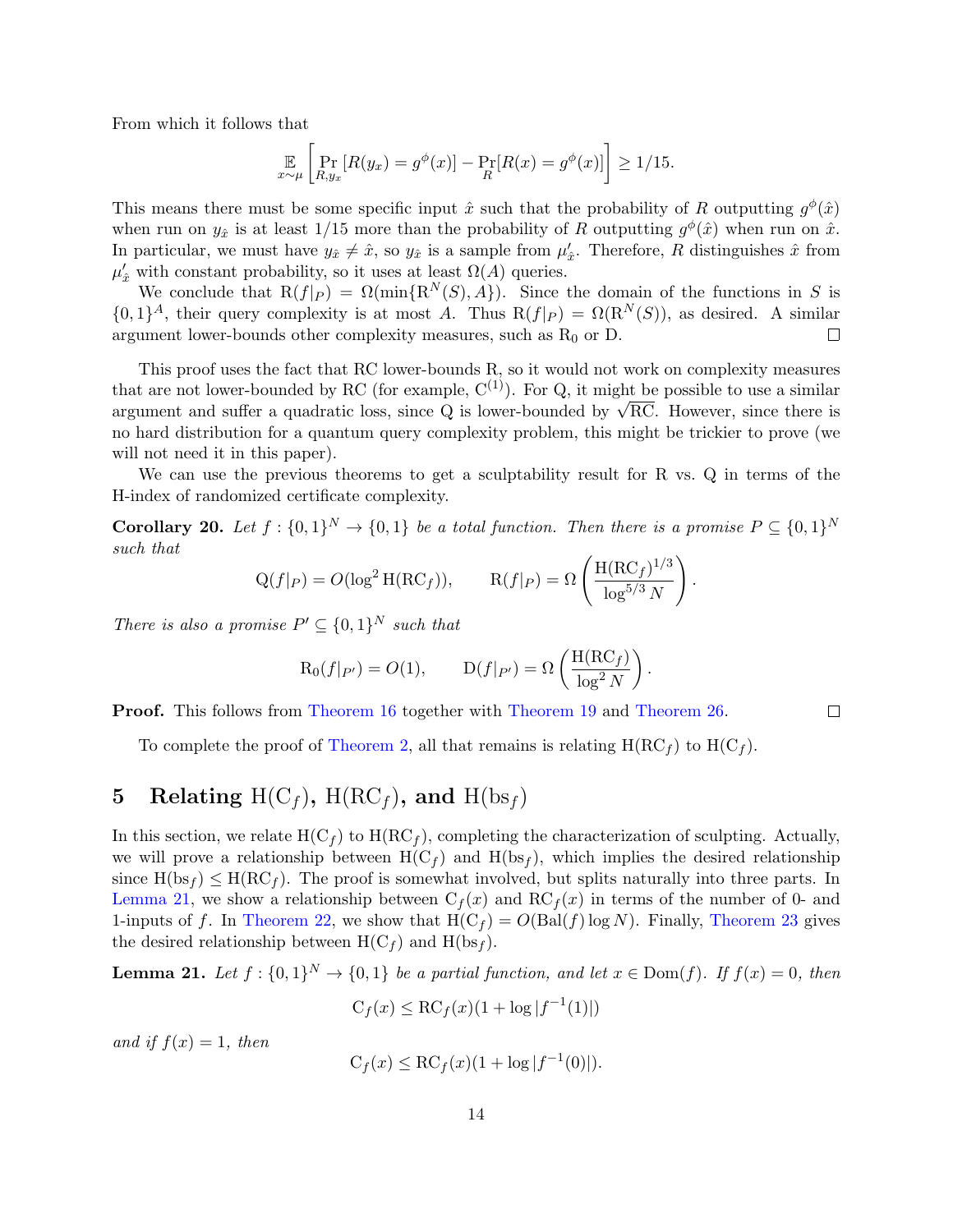From which it follows that

$$\mathop{\mathbb{E}}_{x \sim \mu}\left[\Pr_{R, y_x}[R(y_x) = g^\phi(x)] - \Pr_R[R(x) = g^\phi(x)]\right] \geq 1/15.$$

This means there must be some specific input $\hat{x}$ such that the probability of $R$ outputting $g^\phi(\hat{x})$ when run on $y_{\hat{x}}$ is at least $1/15$ more than the probability of $R$ outputting $g^\phi(\hat{x})$ when run on $\hat{x}$. In particular, we must have $y_{\hat{x}} \neq \hat{x}$, so $y_{\hat{x}}$ is a sample from $\mu'_{\hat{x}}$. Therefore, $R$ distinguishes $\hat{x}$ from $\mu'_{\hat{x}}$ with constant probability, so it uses at least $\Omega(A)$ queries.

We conclude that $\mathrm{R}(f|_P) = \Omega(\min\{\mathrm{R}^N(S), A\})$. Since the domain of the functions in $S$ is $\{0,1\}^A$, their query complexity is at most $A$. Thus $\mathrm{R}(f|_P) = \Omega(\mathrm{R}^N(S))$, as desired. A similar argument lower-bounds other complexity measures, such as $\mathrm{R}_0$ or $\mathrm{D}$. ∎

This proof uses the fact that RC lower-bounds R, so it would not work on complexity measures that are not lower-bounded by RC (for example, $\mathrm{C}^{(1)}$). For Q, it might be possible to use a similar argument and suffer a quadratic loss, since Q is lower-bounded by $\sqrt{\mathrm{RC}}$. However, since there is no hard distribution for a quantum query complexity problem, this might be trickier to prove (we will not need it in this paper).

We can use the previous theorems to get a sculptability result for R vs. Q in terms of the H-index of randomized certificate complexity.

**Corollary 20.** *Let $f : \{0,1\}^N \to \{0,1\}$ be a total function. Then there is a promise $P \subseteq \{0,1\}^N$ such that*

$$\mathrm{Q}(f|_P) = O(\log^2 \mathrm{H}(\mathrm{RC}_f)), \qquad \mathrm{R}(f|_P) = \Omega\left(\frac{\mathrm{H}(\mathrm{RC}_f)^{1/3}}{\log^{5/3} N}\right).$$

*There is also a promise $P' \subseteq \{0,1\}^N$ such that*

$$\mathrm{R}_0(f|_{P'}) = O(1), \qquad \mathrm{D}(f|_{P'}) = \Omega\left(\frac{\mathrm{H}(\mathrm{RC}_f)}{\log^2 N}\right).$$

**Proof.** This follows from Theorem 16 together with Theorem 19 and Theorem 26. ∎

To complete the proof of Theorem 2, all that remains is relating $\mathrm{H}(\mathrm{RC}_f)$ to $\mathrm{H}(\mathrm{C}_f)$.

## 5 Relating $\mathrm{H}(\mathrm{C}_f)$, $\mathrm{H}(\mathrm{RC}_f)$, and $\mathrm{H}(\mathrm{bs}_f)$

In this section, we relate $\mathrm{H}(\mathrm{C}_f)$ to $\mathrm{H}(\mathrm{RC}_f)$, completing the characterization of sculpting. Actually, we will prove a relationship between $\mathrm{H}(\mathrm{C}_f)$ and $\mathrm{H}(\mathrm{bs}_f)$, which implies the desired relationship since $\mathrm{H}(\mathrm{bs}_f) \leq \mathrm{H}(\mathrm{RC}_f)$. The proof is somewhat involved, but splits naturally into three parts. In Lemma 21, we show a relationship between $\mathrm{C}_f(x)$ and $\mathrm{RC}_f(x)$ in terms of the number of 0- and 1-inputs of $f$. In Theorem 22, we show that $\mathrm{H}(\mathrm{C}_f) = O(\mathrm{Bal}(f) \log N)$. Finally, Theorem 23 gives the desired relationship between $\mathrm{H}(\mathrm{C}_f)$ and $\mathrm{H}(\mathrm{bs}_f)$.

**Lemma 21.** *Let $f : \{0,1\}^N \to \{0,1\}$ be a partial function, and let $x \in \mathrm{Dom}(f)$. If $f(x) = 0$, then*

$$\mathrm{C}_f(x) \leq \mathrm{RC}_f(x)(1 + \log|f^{-1}(1)|)$$

*and if $f(x) = 1$, then*

$$\mathrm{C}_f(x) \leq \mathrm{RC}_f(x)(1 + \log|f^{-1}(0)|).$$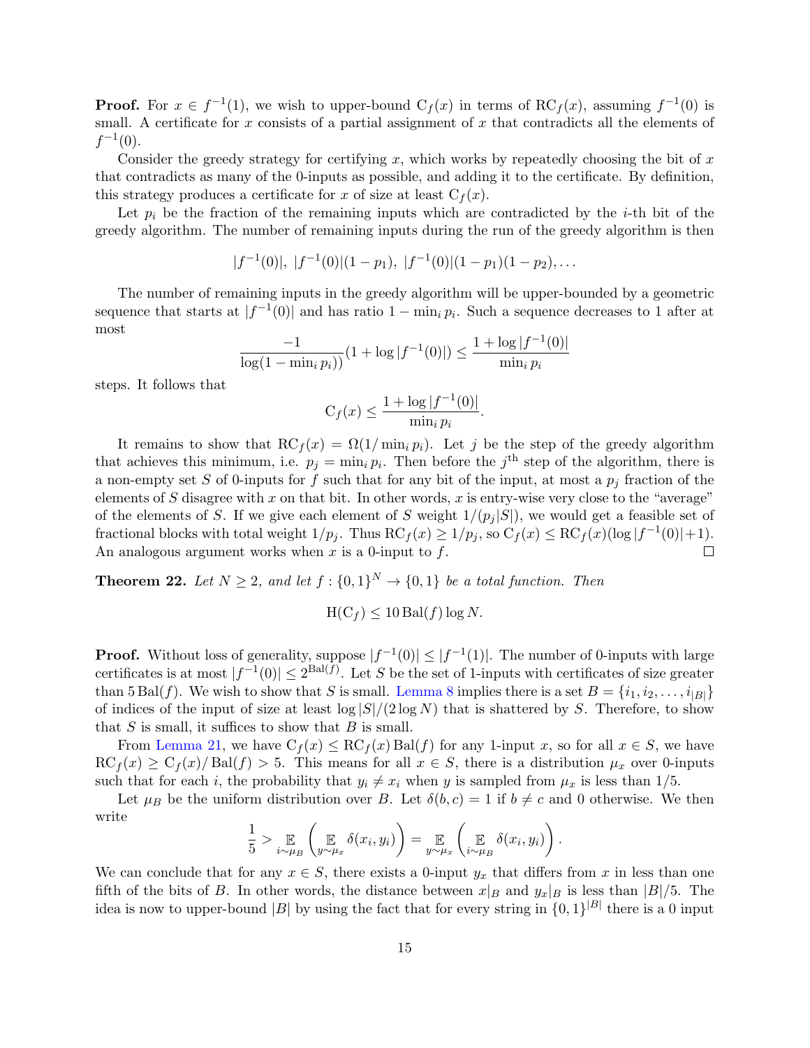**Proof.** For $x \in f^{-1}(1)$, we wish to upper-bound $\mathrm{C}_f(x)$ in terms of $\mathrm{RC}_f(x)$, assuming $f^{-1}(0)$ is small. A certificate for $x$ consists of a partial assignment of $x$ that contradicts all the elements of $f^{-1}(0)$.

Consider the greedy strategy for certifying $x$, which works by repeatedly choosing the bit of $x$ that contradicts as many of the 0-inputs as possible, and adding it to the certificate. By definition, this strategy produces a certificate for $x$ of size at least $\mathrm{C}_f(x)$.

Let $p_i$ be the fraction of the remaining inputs which are contradicted by the $i$-th bit of the greedy algorithm. The number of remaining inputs during the run of the greedy algorithm is then

$$|f^{-1}(0)|,\ |f^{-1}(0)|(1-p_1),\ |f^{-1}(0)|(1-p_1)(1-p_2), \ldots$$

The number of remaining inputs in the greedy algorithm will be upper-bounded by a geometric sequence that starts at $|f^{-1}(0)|$ and has ratio $1 - \min_i p_i$. Such a sequence decreases to 1 after at most

$$\frac{-1}{\log(1-\min_i p_i))}(1 + \log|f^{-1}(0)|) \leq \frac{1 + \log|f^{-1}(0)|}{\min_i p_i}$$

steps. It follows that

$$\mathrm{C}_f(x) \leq \frac{1 + \log|f^{-1}(0)|}{\min_i p_i}.$$

It remains to show that $\mathrm{RC}_f(x) = \Omega(1/\min_i p_i)$. Let $j$ be the step of the greedy algorithm that achieves this minimum, i.e. $p_j = \min_i p_i$. Then before the $j^{\text{th}}$ step of the algorithm, there is a non-empty set $S$ of 0-inputs for $f$ such that for any bit of the input, at most a $p_j$ fraction of the elements of $S$ disagree with $x$ on that bit. In other words, $x$ is entry-wise very close to the "average" of the elements of $S$. If we give each element of $S$ weight $1/(p_j|S|)$, we would get a feasible set of fractional blocks with total weight $1/p_j$. Thus $\mathrm{RC}_f(x) \geq 1/p_j$, so $\mathrm{C}_f(x) \leq \mathrm{RC}_f(x)(\log|f^{-1}(0)|+1)$. An analogous argument works when $x$ is a 0-input to $f$. ◻

**Theorem 22.** *Let $N \geq 2$, and let $f : \{0,1\}^N \to \{0,1\}$ be a total function. Then*

$$\mathrm{H}(\mathrm{C}_f) \leq 10\,\mathrm{Bal}(f)\log N.$$

**Proof.** Without loss of generality, suppose $|f^{-1}(0)| \leq |f^{-1}(1)|$. The number of 0-inputs with large certificates is at most $|f^{-1}(0)| \leq 2^{\mathrm{Bal}(f)}$. Let $S$ be the set of 1-inputs with certificates of size greater than $5\,\mathrm{Bal}(f)$. We wish to show that $S$ is small. Lemma 8 implies there is a set $B = \{i_1, i_2, \ldots, i_{|B|}\}$ of indices of the input of size at least $\log|S|/(2\log N)$ that is shattered by $S$. Therefore, to show that $S$ is small, it suffices to show that $B$ is small.

From Lemma 21, we have $\mathrm{C}_f(x) \leq \mathrm{RC}_f(x)\,\mathrm{Bal}(f)$ for any 1-input $x$, so for all $x \in S$, we have $\mathrm{RC}_f(x) \geq \mathrm{C}_f(x)/\mathrm{Bal}(f) > 5$. This means for all $x \in S$, there is a distribution $\mu_x$ over 0-inputs such that for each $i$, the probability that $y_i \neq x_i$ when $y$ is sampled from $\mu_x$ is less than $1/5$.

Let $\mu_B$ be the uniform distribution over $B$. Let $\delta(b,c) = 1$ if $b \neq c$ and 0 otherwise. We then write

$$\frac{1}{5} > \mathop{\mathbb{E}}_{i\sim\mu_B}\left(\mathop{\mathbb{E}}_{y\sim\mu_x}\delta(x_i,y_i)\right) = \mathop{\mathbb{E}}_{y\sim\mu_x}\left(\mathop{\mathbb{E}}_{i\sim\mu_B}\delta(x_i,y_i)\right).$$

We can conclude that for any $x \in S$, there exists a 0-input $y_x$ that differs from $x$ in less than one fifth of the bits of $B$. In other words, the distance between $x|_B$ and $y_x|_B$ is less than $|B|/5$. The idea is now to upper-bound $|B|$ by using the fact that for every string in $\{0,1\}^{|B|}$ there is a 0 input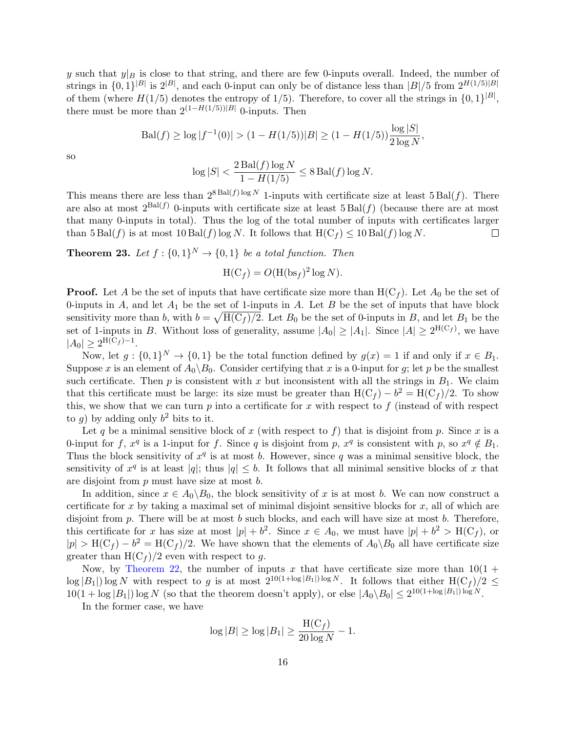$y$ such that $y|_B$ is close to that string, and there are few 0-inputs overall. Indeed, the number of strings in $\{0,1\}^{|B|}$ is $2^{|B|}$, and each 0-input can only be of distance less than $|B|/5$ from $2^{H(1/5)|B|}$ of them (where $H(1/5)$ denotes the entropy of $1/5$). Therefore, to cover all the strings in $\{0,1\}^{|B|}$, there must be more than $2^{(1-H(1/5))|B|}$ 0-inputs. Then

$$\mathrm{Bal}(f) \geq \log|f^{-1}(0)| > (1-H(1/5))|B| \geq (1-H(1/5))\frac{\log|S|}{2\log N},$$

so

$$\log|S| < \frac{2\,\mathrm{Bal}(f)\log N}{1-H(1/5)} \leq 8\,\mathrm{Bal}(f)\log N.$$

This means there are less than $2^{8\,\mathrm{Bal}(f)\log N}$ 1-inputs with certificate size at least $5\,\mathrm{Bal}(f)$. There are also at most $2^{\mathrm{Bal}(f)}$ 0-inputs with certificate size at least $5\,\mathrm{Bal}(f)$ (because there are at most that many 0-inputs in total). Thus the log of the total number of inputs with certificates larger than $5\,\mathrm{Bal}(f)$ is at most $10\,\mathrm{Bal}(f)\log N$. It follows that $\mathrm{H}(\mathrm{C}_f) \leq 10\,\mathrm{Bal}(f)\log N$. ◻

**Theorem 23.** *Let $f:\{0,1\}^N \to \{0,1\}$ be a total function. Then*

$$\mathrm{H}(\mathrm{C}_f) = O(\mathrm{H}(\mathrm{bs}_f)^2 \log N).$$

**Proof.** Let $A$ be the set of inputs that have certificate size more than $\mathrm{H}(\mathrm{C}_f)$. Let $A_0$ be the set of 0-inputs in $A$, and let $A_1$ be the set of 1-inputs in $A$. Let $B$ be the set of inputs that have block sensitivity more than $b$, with $b = \sqrt{\mathrm{H}(\mathrm{C}_f)/2}$. Let $B_0$ be the set of 0-inputs in $B$, and let $B_1$ be the set of 1-inputs in $B$. Without loss of generality, assume $|A_0| \geq |A_1|$. Since $|A| \geq 2^{\mathrm{H}(\mathrm{C}_f)}$, we have $|A_0| \geq 2^{\mathrm{H}(\mathrm{C}_f)-1}$.

Now, let $g:\{0,1\}^N \to \{0,1\}$ be the total function defined by $g(x)=1$ if and only if $x \in B_1$. Suppose $x$ is an element of $A_0 \backslash B_0$. Consider certifying that $x$ is a 0-input for $g$; let $p$ be the smallest such certificate. Then $p$ is consistent with $x$ but inconsistent with all the strings in $B_1$. We claim that this certificate must be large: its size must be greater than $\mathrm{H}(\mathrm{C}_f) - b^2 = \mathrm{H}(\mathrm{C}_f)/2$. To show this, we show that we can turn $p$ into a certificate for $x$ with respect to $f$ (instead of with respect to $g$) by adding only $b^2$ bits to it.

Let $q$ be a minimal sensitive block of $x$ (with respect to $f$) that is disjoint from $p$. Since $x$ is a 0-input for $f$, $x^q$ is a 1-input for $f$. Since $q$ is disjoint from $p$, $x^q$ is consistent with $p$, so $x^q \notin B_1$. Thus the block sensitivity of $x^q$ is at most $b$. However, since $q$ was a minimal sensitive block, the sensitivity of $x^q$ is at least $|q|$; thus $|q| \leq b$. It follows that all minimal sensitive blocks of $x$ that are disjoint from $p$ must have size at most $b$.

In addition, since $x \in A_0 \backslash B_0$, the block sensitivity of $x$ is at most $b$. We can now construct a certificate for $x$ by taking a maximal set of minimal disjoint sensitive blocks for $x$, all of which are disjoint from $p$. There will be at most $b$ such blocks, and each will have size at most $b$. Therefore, this certificate for $x$ has size at most $|p| + b^2$. Since $x \in A_0$, we must have $|p| + b^2 > \mathrm{H}(\mathrm{C}_f)$, or $|p| > \mathrm{H}(\mathrm{C}_f) - b^2 = \mathrm{H}(\mathrm{C}_f)/2$. We have shown that the elements of $A_0 \backslash B_0$ all have certificate size greater than $\mathrm{H}(\mathrm{C}_f)/2$ even with respect to $g$.

Now, by Theorem 22, the number of inputs $x$ that have certificate size more than $10(1+\log|B_1|)\log N$ with respect to $g$ is at most $2^{10(1+\log|B_1|)\log N}$. It follows that either $\mathrm{H}(\mathrm{C}_f)/2 \leq 10(1+\log|B_1|)\log N$ (so that the theorem doesn't apply), or else $|A_0 \backslash B_0| \leq 2^{10(1+\log|B_1|)\log N}$.

In the former case, we have

$$\log|B| \geq \log|B_1| \geq \frac{\mathrm{H}(\mathrm{C}_f)}{20\log N} - 1.$$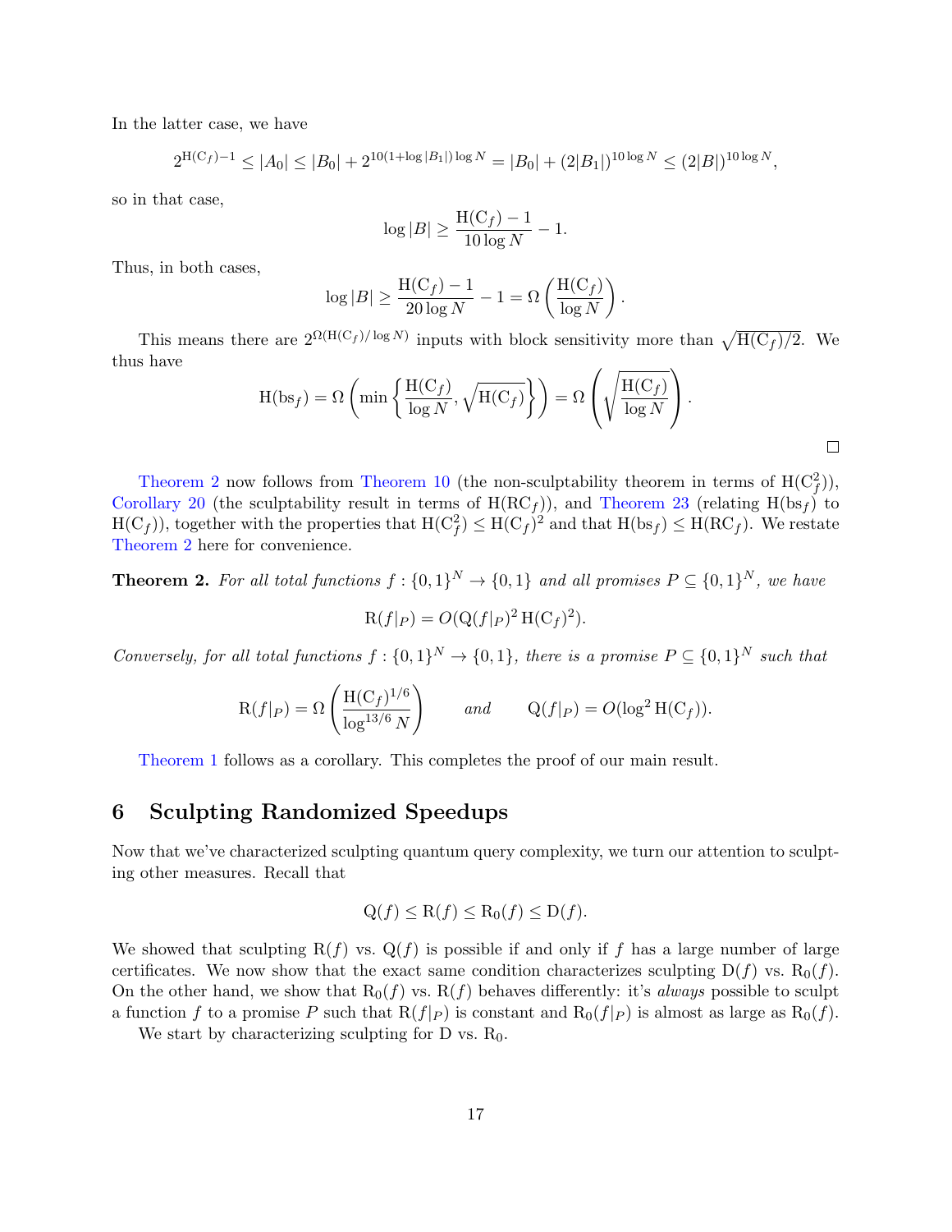In the latter case, we have

$$2^{\mathrm{H}(\mathrm{C}_f)-1} \le |A_0| \le |B_0| + 2^{10(1+\log|B_1|)\log N} = |B_0| + (2|B_1|)^{10\log N} \le (2|B|)^{10\log N},$$

so in that case,

$$\log|B| \ge \frac{\mathrm{H}(\mathrm{C}_f)-1}{10\log N} - 1.$$

Thus, in both cases,

$$\log|B| \ge \frac{\mathrm{H}(\mathrm{C}_f)-1}{20\log N} - 1 = \Omega\left(\frac{\mathrm{H}(\mathrm{C}_f)}{\log N}\right).$$

This means there are $2^{\Omega(\mathrm{H}(\mathrm{C}_f)/\log N)}$ inputs with block sensitivity more than $\sqrt{\mathrm{H}(\mathrm{C}_f)/2}$. We thus have

$$\mathrm{H}(\mathrm{bs}_f) = \Omega\left(\min\left\{\frac{\mathrm{H}(\mathrm{C}_f)}{\log N}, \sqrt{\mathrm{H}(\mathrm{C}_f)}\right\}\right) = \Omega\left(\sqrt{\frac{\mathrm{H}(\mathrm{C}_f)}{\log N}}\right).$$

□

Theorem 2 now follows from Theorem 10 (the non-sculptability theorem in terms of $\mathrm{H}(\mathrm{C}_f^2)$), Corollary 20 (the sculptability result in terms of $\mathrm{H}(\mathrm{RC}_f)$), and Theorem 23 (relating $\mathrm{H}(\mathrm{bs}_f)$ to $\mathrm{H}(\mathrm{C}_f)$), together with the properties that $\mathrm{H}(\mathrm{C}_f^2) \le \mathrm{H}(\mathrm{C}_f)^2$ and that $\mathrm{H}(\mathrm{bs}_f) \le \mathrm{H}(\mathrm{RC}_f)$. We restate Theorem 2 here for convenience.

**Theorem 2.** *For all total functions $f : \{0,1\}^N \to \{0,1\}$ and all promises $P \subseteq \{0,1\}^N$, we have*

$$\mathrm{R}(f|_P) = O(\mathrm{Q}(f|_P)^2\,\mathrm{H}(\mathrm{C}_f)^2).$$

*Conversely, for all total functions $f : \{0,1\}^N \to \{0,1\}$, there is a promise $P \subseteq \{0,1\}^N$ such that*

$$\mathrm{R}(f|_P) = \Omega\left(\frac{\mathrm{H}(\mathrm{C}_f)^{1/6}}{\log^{13/6} N}\right) \qquad \textit{and} \qquad \mathrm{Q}(f|_P) = O(\log^2 \mathrm{H}(\mathrm{C}_f)).$$

Theorem 1 follows as a corollary. This completes the proof of our main result.

## 6 Sculpting Randomized Speedups

Now that we've characterized sculpting quantum query complexity, we turn our attention to sculpting other measures. Recall that

$$\mathrm{Q}(f) \le \mathrm{R}(f) \le \mathrm{R}_0(f) \le \mathrm{D}(f).$$

We showed that sculpting $\mathrm{R}(f)$ vs. $\mathrm{Q}(f)$ is possible if and only if $f$ has a large number of large certificates. We now show that the exact same condition characterizes sculpting $\mathrm{D}(f)$ vs. $\mathrm{R}_0(f)$. On the other hand, we show that $\mathrm{R}_0(f)$ vs. $\mathrm{R}(f)$ behaves differently: it's *always* possible to sculpt a function $f$ to a promise $P$ such that $\mathrm{R}(f|_P)$ is constant and $\mathrm{R}_0(f|_P)$ is almost as large as $\mathrm{R}_0(f)$.

We start by characterizing sculpting for D vs. $\mathrm{R}_0$.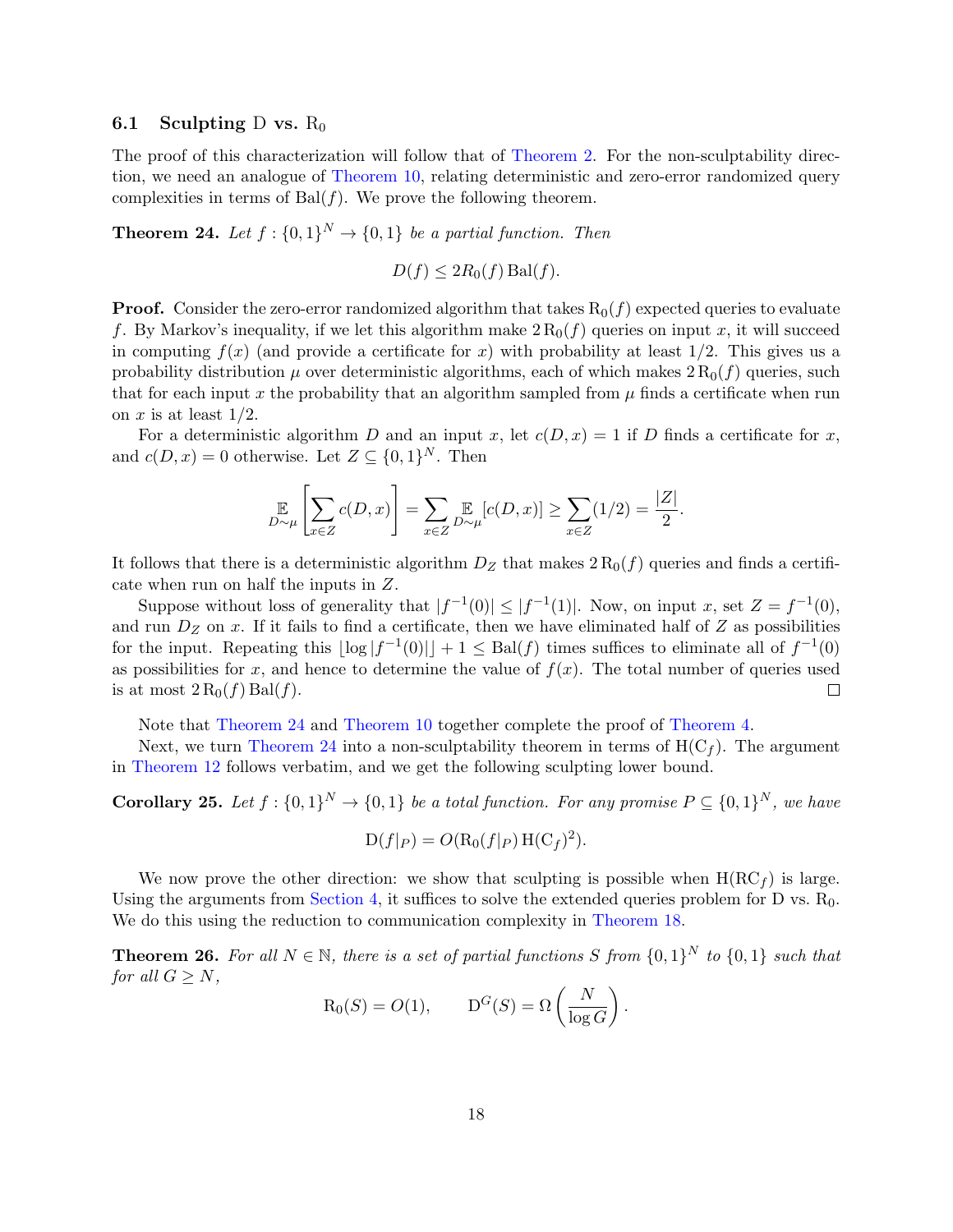### 6.1 Sculpting D vs. $\mathrm{R}_0$

The proof of this characterization will follow that of Theorem 2. For the non-sculptability direction, we need an analogue of Theorem 10, relating deterministic and zero-error randomized query complexities in terms of $\mathrm{Bal}(f)$. We prove the following theorem.

**Theorem 24.** *Let $f : \{0,1\}^N \to \{0,1\}$ be a partial function. Then*

$$D(f) \leq 2R_0(f)\,\mathrm{Bal}(f).$$

**Proof.** Consider the zero-error randomized algorithm that takes $\mathrm{R}_0(f)$ expected queries to evaluate $f$. By Markov's inequality, if we let this algorithm make $2\,\mathrm{R}_0(f)$ queries on input $x$, it will succeed in computing $f(x)$ (and provide a certificate for $x$) with probability at least $1/2$. This gives us a probability distribution $\mu$ over deterministic algorithms, each of which makes $2\,\mathrm{R}_0(f)$ queries, such that for each input $x$ the probability that an algorithm sampled from $\mu$ finds a certificate when run on $x$ is at least $1/2$.

For a deterministic algorithm $D$ and an input $x$, let $c(D,x) = 1$ if $D$ finds a certificate for $x$, and $c(D,x) = 0$ otherwise. Let $Z \subseteq \{0,1\}^N$. Then

$$\mathop{\mathbb{E}}_{D\sim\mu}\left[\sum_{x\in Z} c(D,x)\right] = \sum_{x\in Z}\mathop{\mathbb{E}}_{D\sim\mu}[c(D,x)] \geq \sum_{x\in Z}(1/2) = \frac{|Z|}{2}.$$

It follows that there is a deterministic algorithm $D_Z$ that makes $2\,\mathrm{R}_0(f)$ queries and finds a certificate when run on half the inputs in $Z$.

Suppose without loss of generality that $|f^{-1}(0)| \leq |f^{-1}(1)|$. Now, on input $x$, set $Z = f^{-1}(0)$, and run $D_Z$ on $x$. If it fails to find a certificate, then we have eliminated half of $Z$ as possibilities for the input. Repeating this $\lfloor \log|f^{-1}(0)|\rfloor + 1 \leq \mathrm{Bal}(f)$ times suffices to eliminate all of $f^{-1}(0)$ as possibilities for $x$, and hence to determine the value of $f(x)$. The total number of queries used is at most $2\,\mathrm{R}_0(f)\,\mathrm{Bal}(f)$. $\square$

Note that Theorem 24 and Theorem 10 together complete the proof of Theorem 4.

Next, we turn Theorem 24 into a non-sculptability theorem in terms of $\mathrm{H}(\mathrm{C}_f)$. The argument in Theorem 12 follows verbatim, and we get the following sculpting lower bound.

**Corollary 25.** *Let $f : \{0,1\}^N \to \{0,1\}$ be a total function. For any promise $P \subseteq \{0,1\}^N$, we have*

$$\mathrm{D}(f|_P) = O(\mathrm{R}_0(f|_P)\,\mathrm{H}(\mathrm{C}_f)^2).$$

We now prove the other direction: we show that sculpting is possible when $\mathrm{H}(\mathrm{RC}_f)$ is large. Using the arguments from Section 4, it suffices to solve the extended queries problem for D vs. $\mathrm{R}_0$. We do this using the reduction to communication complexity in Theorem 18.

**Theorem 26.** *For all $N \in \mathbb{N}$, there is a set of partial functions $S$ from $\{0,1\}^N$ to $\{0,1\}$ such that for all $G \geq N$,*

$$\mathrm{R}_0(S) = O(1), \qquad \mathrm{D}^G(S) = \Omega\left(\frac{N}{\log G}\right).$$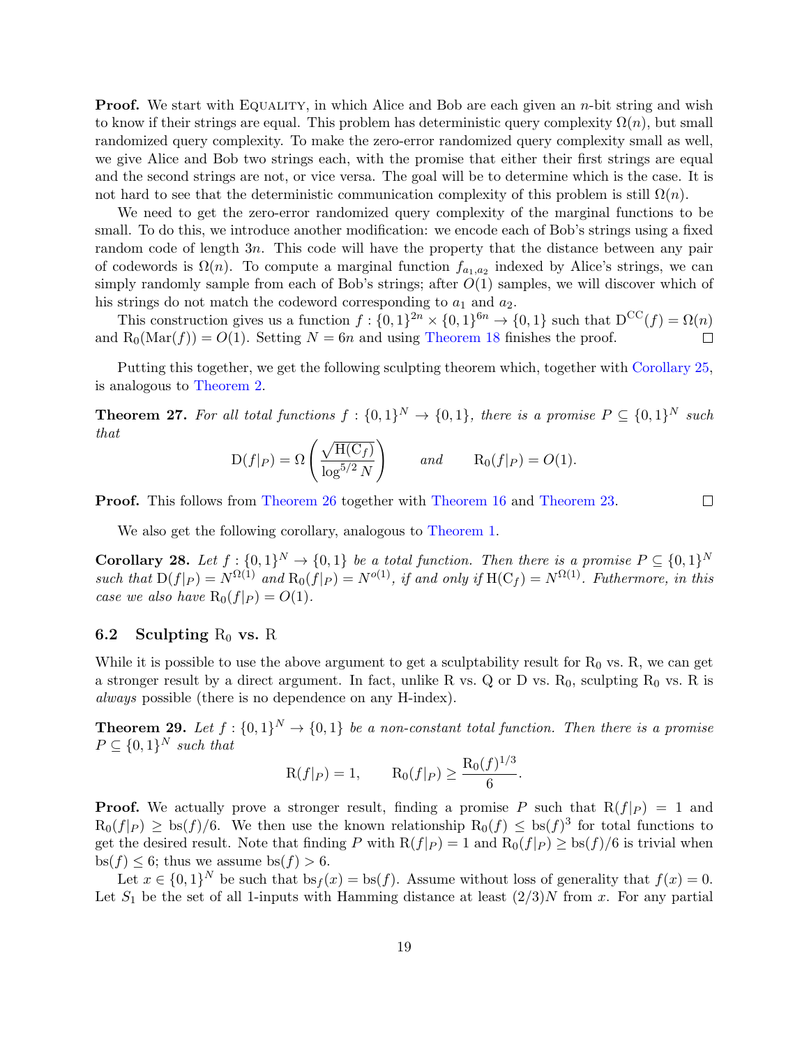**Proof.** We start with Equality, in which Alice and Bob are each given an $n$-bit string and wish to know if their strings are equal. This problem has deterministic query complexity $\Omega(n)$, but small randomized query complexity. To make the zero-error randomized query complexity small as well, we give Alice and Bob two strings each, with the promise that either their first strings are equal and the second strings are not, or vice versa. The goal will be to determine which is the case. It is not hard to see that the deterministic communication complexity of this problem is still $\Omega(n)$.

We need to get the zero-error randomized query complexity of the marginal functions to be small. To do this, we introduce another modification: we encode each of Bob's strings using a fixed random code of length $3n$. This code will have the property that the distance between any pair of codewords is $\Omega(n)$. To compute a marginal function $f_{a_1,a_2}$ indexed by Alice's strings, we can simply randomly sample from each of Bob's strings; after $O(1)$ samples, we will discover which of his strings do not match the codeword corresponding to $a_1$ and $a_2$.

This construction gives us a function $f : \{0,1\}^{2n} \times \{0,1\}^{6n} \to \{0,1\}$ such that $\mathrm{D}^{\mathrm{CC}}(f) = \Omega(n)$ and $\mathrm{R}_0(\mathrm{Mar}(f)) = O(1)$. Setting $N = 6n$ and using Theorem 18 finishes the proof. $\square$

Putting this together, we get the following sculpting theorem which, together with Corollary 25, is analogous to Theorem 2.

**Theorem 27.** *For all total functions $f : \{0,1\}^N \to \{0,1\}$, there is a promise $P \subseteq \{0,1\}^N$ such that*

$$\mathrm{D}(f|_P) = \Omega\left(\frac{\sqrt{\mathrm{H}(\mathrm{C}_f)}}{\log^{5/2} N}\right) \qquad \text{and} \qquad \mathrm{R}_0(f|_P) = O(1).$$

**Proof.** This follows from Theorem 26 together with Theorem 16 and Theorem 23. $\square$

We also get the following corollary, analogous to Theorem 1.

**Corollary 28.** *Let $f : \{0,1\}^N \to \{0,1\}$ be a total function. Then there is a promise $P \subseteq \{0,1\}^N$ such that $\mathrm{D}(f|_P) = N^{\Omega(1)}$ and $\mathrm{R}_0(f|_P) = N^{o(1)}$, if and only if $\mathrm{H}(\mathrm{C}_f) = N^{\Omega(1)}$. Futhermore, in this case we also have $\mathrm{R}_0(f|_P) = O(1)$.*

## 6.2 Sculpting $\mathrm{R}_0$ vs. $\mathrm{R}$

While it is possible to use the above argument to get a sculptability result for $\mathrm{R}_0$ vs. $\mathrm{R}$, we can get a stronger result by a direct argument. In fact, unlike $\mathrm{R}$ vs. $\mathrm{Q}$ or $\mathrm{D}$ vs. $\mathrm{R}_0$, sculpting $\mathrm{R}_0$ vs. $\mathrm{R}$ is *always* possible (there is no dependence on any H-index).

**Theorem 29.** *Let $f : \{0,1\}^N \to \{0,1\}$ be a non-constant total function. Then there is a promise $P \subseteq \{0,1\}^N$ such that*

$$\mathrm{R}(f|_P) = 1, \qquad \mathrm{R}_0(f|_P) \geq \frac{\mathrm{R}_0(f)^{1/3}}{6}.$$

**Proof.** We actually prove a stronger result, finding a promise $P$ such that $\mathrm{R}(f|_P) = 1$ and $\mathrm{R}_0(f|_P) \geq \mathrm{bs}(f)/6$. We then use the known relationship $\mathrm{R}_0(f) \leq \mathrm{bs}(f)^3$ for total functions to get the desired result. Note that finding $P$ with $\mathrm{R}(f|_P) = 1$ and $\mathrm{R}_0(f|_P) \geq \mathrm{bs}(f)/6$ is trivial when $\mathrm{bs}(f) \leq 6$; thus we assume $\mathrm{bs}(f) > 6$.

Let $x \in \{0,1\}^N$ be such that $\mathrm{bs}_f(x) = \mathrm{bs}(f)$. Assume without loss of generality that $f(x) = 0$. Let $S_1$ be the set of all 1-inputs with Hamming distance at least $(2/3)N$ from $x$. For any partial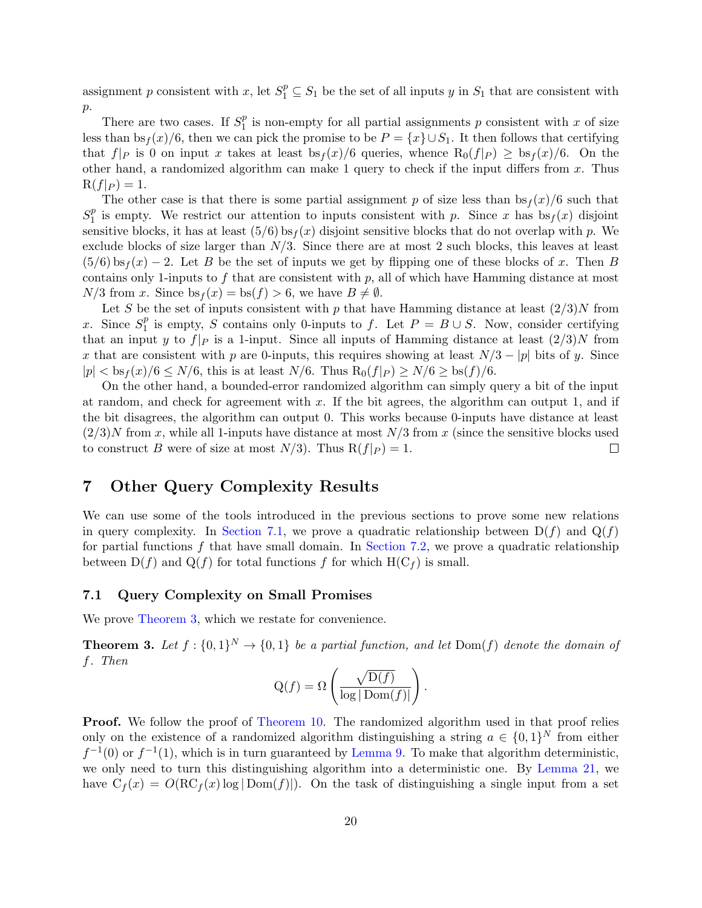assignment $p$ consistent with $x$, let $S_1^p \subseteq S_1$ be the set of all inputs $y$ in $S_1$ that are consistent with $p$.

There are two cases. If $S_1^p$ is non-empty for all partial assignments $p$ consistent with $x$ of size less than $\mathrm{bs}_f(x)/6$, then we can pick the promise to be $P = \{x\} \cup S_1$. It then follows that certifying that $f|_P$ is 0 on input $x$ takes at least $\mathrm{bs}_f(x)/6$ queries, whence $\mathrm{R}_0(f|_P) \geq \mathrm{bs}_f(x)/6$. On the other hand, a randomized algorithm can make 1 query to check if the input differs from $x$. Thus $\mathrm{R}(f|_P) = 1$.

The other case is that there is some partial assignment $p$ of size less than $\mathrm{bs}_f(x)/6$ such that $S_1^p$ is empty. We restrict our attention to inputs consistent with $p$. Since $x$ has $\mathrm{bs}_f(x)$ disjoint sensitive blocks, it has at least $(5/6)\,\mathrm{bs}_f(x)$ disjoint sensitive blocks that do not overlap with $p$. We exclude blocks of size larger than $N/3$. Since there are at most 2 such blocks, this leaves at least $(5/6)\,\mathrm{bs}_f(x) - 2$. Let $B$ be the set of inputs we get by flipping one of these blocks of $x$. Then $B$ contains only 1-inputs to $f$ that are consistent with $p$, all of which have Hamming distance at most $N/3$ from $x$. Since $\mathrm{bs}_f(x) = \mathrm{bs}(f) > 6$, we have $B \neq \emptyset$.

Let $S$ be the set of inputs consistent with $p$ that have Hamming distance at least $(2/3)N$ from $x$. Since $S_1^p$ is empty, $S$ contains only 0-inputs to $f$. Let $P = B \cup S$. Now, consider certifying that an input $y$ to $f|_P$ is a 1-input. Since all inputs of Hamming distance at least $(2/3)N$ from $x$ that are consistent with $p$ are 0-inputs, this requires showing at least $N/3 - |p|$ bits of $y$. Since $|p| < \mathrm{bs}_f(x)/6 \leq N/6$, this is at least $N/6$. Thus $\mathrm{R}_0(f|_P) \geq N/6 \geq \mathrm{bs}(f)/6$.

On the other hand, a bounded-error randomized algorithm can simply query a bit of the input at random, and check for agreement with $x$. If the bit agrees, the algorithm can output 1, and if the bit disagrees, the algorithm can output 0. This works because 0-inputs have distance at least $(2/3)N$ from $x$, while all 1-inputs have distance at most $N/3$ from $x$ (since the sensitive blocks used to construct $B$ were of size at most $N/3$). Thus $\mathrm{R}(f|_P) = 1$. ◻

## 7 Other Query Complexity Results

We can use some of the tools introduced in the previous sections to prove some new relations in query complexity. In Section 7.1, we prove a quadratic relationship between $\mathrm{D}(f)$ and $\mathrm{Q}(f)$ for partial functions $f$ that have small domain. In Section 7.2, we prove a quadratic relationship between $\mathrm{D}(f)$ and $\mathrm{Q}(f)$ for total functions $f$ for which $\mathrm{H}(\mathrm{C}_f)$ is small.

### 7.1 Query Complexity on Small Promises

We prove Theorem 3, which we restate for convenience.

**Theorem 3.** *Let $f : \{0,1\}^N \to \{0,1\}$ be a partial function, and let $\mathrm{Dom}(f)$ denote the domain of $f$. Then*

$$\mathrm{Q}(f) = \Omega\left(\frac{\sqrt{\mathrm{D}(f)}}{\log|\mathrm{Dom}(f)|}\right).$$

**Proof.** We follow the proof of Theorem 10. The randomized algorithm used in that proof relies only on the existence of a randomized algorithm distinguishing a string $a \in \{0,1\}^N$ from either $f^{-1}(0)$ or $f^{-1}(1)$, which is in turn guaranteed by Lemma 9. To make that algorithm deterministic, we only need to turn this distinguishing algorithm into a deterministic one. By Lemma 21, we have $\mathrm{C}_f(x) = O(\mathrm{RC}_f(x)\log|\mathrm{Dom}(f)|)$. On the task of distinguishing a single input from a set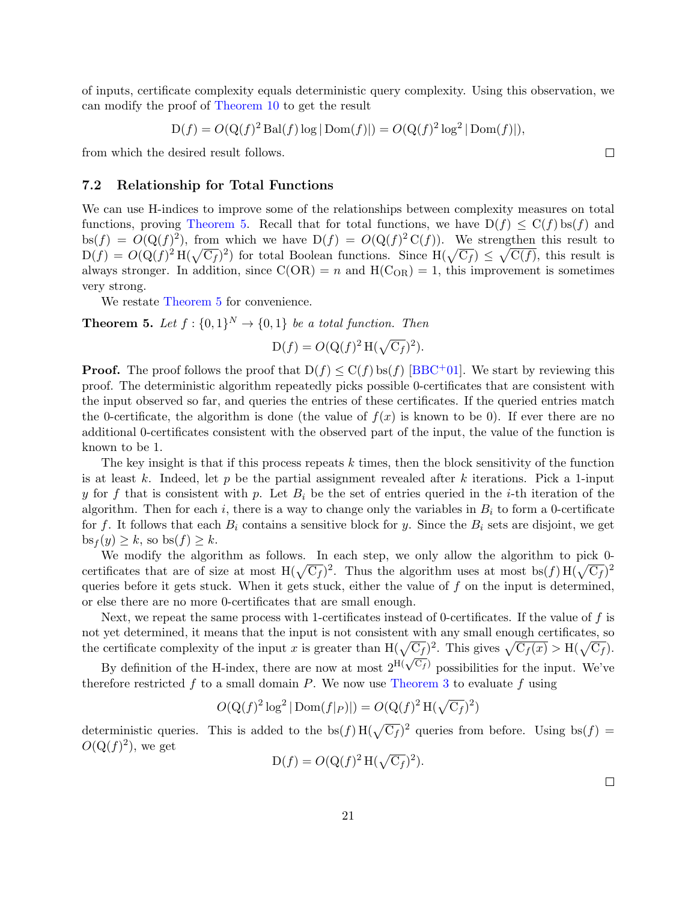of inputs, certificate complexity equals deterministic query complexity. Using this observation, we can modify the proof of Theorem 10 to get the result

$$\mathrm{D}(f) = O(\mathrm{Q}(f)^2 \,\mathrm{Bal}(f) \log |\,\mathrm{Dom}(f)|) = O(\mathrm{Q}(f)^2 \log^2 |\,\mathrm{Dom}(f)|),$$

from which the desired result follows. □

### 7.2 Relationship for Total Functions

We can use H-indices to improve some of the relationships between complexity measures on total functions, proving Theorem 5. Recall that for total functions, we have $\mathrm{D}(f) \leq \mathrm{C}(f)\,\mathrm{bs}(f)$ and $\mathrm{bs}(f) = O(\mathrm{Q}(f)^2)$, from which we have $\mathrm{D}(f) = O(\mathrm{Q}(f)^2\,\mathrm{C}(f))$. We strengthen this result to $\mathrm{D}(f) = O(\mathrm{Q}(f)^2\,\mathrm{H}(\sqrt{\mathrm{C}_f})^2)$ for total Boolean functions. Since $\mathrm{H}(\sqrt{\mathrm{C}_f}) \leq \sqrt{\mathrm{C}(f)}$, this result is always stronger. In addition, since $\mathrm{C}(\mathrm{OR}) = n$ and $\mathrm{H}(\mathrm{C}_{\mathrm{OR}}) = 1$, this improvement is sometimes very strong.

We restate Theorem 5 for convenience.

**Theorem 5.** *Let $f : \{0,1\}^N \to \{0,1\}$ be a total function. Then*

$$\mathrm{D}(f) = O(\mathrm{Q}(f)^2\,\mathrm{H}(\sqrt{\mathrm{C}_f})^2).$$

**Proof.** The proof follows the proof that $\mathrm{D}(f) \leq \mathrm{C}(f)\,\mathrm{bs}(f)$ [BBC+01]. We start by reviewing this proof. The deterministic algorithm repeatedly picks possible 0-certificates that are consistent with the input observed so far, and queries the entries of these certificates. If the queried entries match the 0-certificate, the algorithm is done (the value of $f(x)$ is known to be 0). If ever there are no additional 0-certificates consistent with the observed part of the input, the value of the function is known to be 1.

The key insight is that if this process repeats $k$ times, then the block sensitivity of the function is at least $k$. Indeed, let $p$ be the partial assignment revealed after $k$ iterations. Pick a 1-input $y$ for $f$ that is consistent with $p$. Let $B_i$ be the set of entries queried in the $i$-th iteration of the algorithm. Then for each $i$, there is a way to change only the variables in $B_i$ to form a 0-certificate for $f$. It follows that each $B_i$ contains a sensitive block for $y$. Since the $B_i$ sets are disjoint, we get $\mathrm{bs}_f(y) \geq k$, so $\mathrm{bs}(f) \geq k$.

We modify the algorithm as follows. In each step, we only allow the algorithm to pick 0-certificates that are of size at most $\mathrm{H}(\sqrt{\mathrm{C}_f})^2$. Thus the algorithm uses at most $\mathrm{bs}(f)\,\mathrm{H}(\sqrt{\mathrm{C}_f})^2$ queries before it gets stuck. When it gets stuck, either the value of $f$ on the input is determined, or else there are no more 0-certificates that are small enough.

Next, we repeat the same process with 1-certificates instead of 0-certificates. If the value of $f$ is not yet determined, it means that the input is not consistent with any small enough certificates, so the certificate complexity of the input $x$ is greater than $\mathrm{H}(\sqrt{\mathrm{C}_f})^2$. This gives $\sqrt{\mathrm{C}_f(x)} > \mathrm{H}(\sqrt{\mathrm{C}_f})$.

By definition of the H-index, there are now at most $2^{\mathrm{H}(\sqrt{\mathrm{C}_f})}$ possibilities for the input. We've therefore restricted $f$ to a small domain $P$. We now use Theorem 3 to evaluate $f$ using

$$O(\mathrm{Q}(f)^2 \log^2 |\,\mathrm{Dom}(f|_P)|) = O(\mathrm{Q}(f)^2\,\mathrm{H}(\sqrt{\mathrm{C}_f})^2)$$

deterministic queries. This is added to the $\mathrm{bs}(f)\,\mathrm{H}(\sqrt{\mathrm{C}_f})^2$ queries from before. Using $\mathrm{bs}(f) = O(\mathrm{Q}(f)^2)$, we get

$$\mathrm{D}(f) = O(\mathrm{Q}(f)^2\,\mathrm{H}(\sqrt{\mathrm{C}_f})^2).$$

□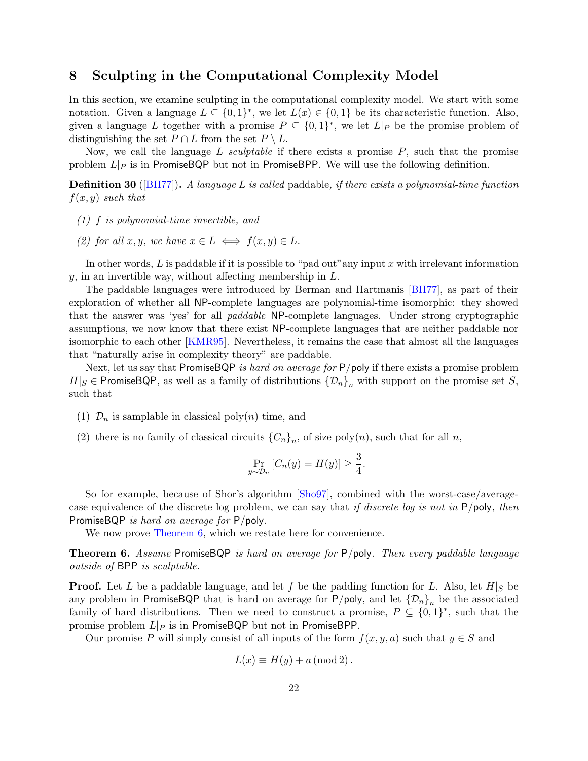## 8 Sculpting in the Computational Complexity Model

In this section, we examine sculpting in the computational complexity model. We start with some notation. Given a language $L \subseteq \{0,1\}^*$, we let $L(x) \in \{0,1\}$ be its characteristic function. Also, given a language $L$ together with a promise $P \subseteq \{0,1\}^*$, we let $L|_P$ be the promise problem of distinguishing the set $P \cap L$ from the set $P \setminus L$.

Now, we call the language $L$ *sculptable* if there exists a promise $P$, such that the promise problem $L|_P$ is in PromiseBQP but not in PromiseBPP. We will use the following definition.

**Definition 30** ([BH77]). *A language $L$ is called* paddable*, if there exists a polynomial-time function $f(x, y)$ such that*

*(1) $f$ is polynomial-time invertible, and*

*(2) for all $x, y$, we have $x \in L \iff f(x, y) \in L$.*

In other words, $L$ is paddable if it is possible to "pad out"any input $x$ with irrelevant information $y$, in an invertible way, without affecting membership in $L$.

The paddable languages were introduced by Berman and Hartmanis [BH77], as part of their exploration of whether all NP-complete languages are polynomial-time isomorphic: they showed that the answer was 'yes' for all *paddable* NP-complete languages. Under strong cryptographic assumptions, we now know that there exist NP-complete languages that are neither paddable nor isomorphic to each other [KMR95]. Nevertheless, it remains the case that almost all the languages that "naturally arise in complexity theory" are paddable.

Next, let us say that PromiseBQP *is hard on average for* P/poly if there exists a promise problem $H|_S \in$ PromiseBQP, as well as a family of distributions $\{\mathcal{D}_n\}_n$ with support on the promise set $S$, such that

(1) $\mathcal{D}_n$ is samplable in classical poly$(n)$ time, and

(2) there is no family of classical circuits $\{C_n\}_n$, of size poly$(n)$, such that for all $n$,

$$\Pr_{y \sim \mathcal{D}_n} [C_n(y) = H(y)] \geq \frac{3}{4}.$$

So for example, because of Shor's algorithm [Sho97], combined with the worst-case/average-case equivalence of the discrete log problem, we can say that *if discrete log is not in* P/poly*, then* PromiseBQP *is hard on average for* P/poly.

We now prove Theorem 6, which we restate here for convenience.

**Theorem 6.** *Assume* PromiseBQP *is hard on average for* P/poly*. Then every paddable language outside of* BPP *is sculptable.*

**Proof.** Let $L$ be a paddable language, and let $f$ be the padding function for $L$. Also, let $H|_S$ be any problem in PromiseBQP that is hard on average for P/poly, and let $\{\mathcal{D}_n\}_n$ be the associated family of hard distributions. Then we need to construct a promise, $P \subseteq \{0,1\}^*$, such that the promise problem $L|_P$ is in PromiseBQP but not in PromiseBPP.

Our promise $P$ will simply consist of all inputs of the form $f(x, y, a)$ such that $y \in S$ and

$$L(x) \equiv H(y) + a \pmod{2}.$$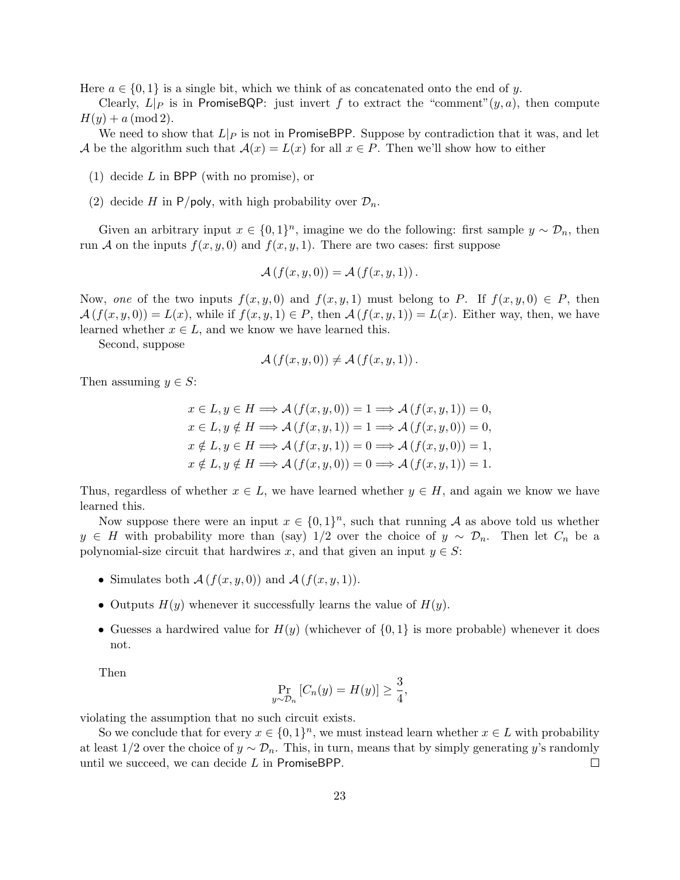Here $a \in \{0,1\}$ is a single bit, which we think of as concatenated onto the end of $y$.

Clearly, $L|_P$ is in PromiseBQP: just invert $f$ to extract the "comment"$(y, a)$, then compute $H(y) + a \pmod 2$.

We need to show that $L|_P$ is not in PromiseBPP. Suppose by contradiction that it was, and let $\mathcal{A}$ be the algorithm such that $\mathcal{A}(x) = L(x)$ for all $x \in P$. Then we'll show how to either

(1) decide $L$ in BPP (with no promise), or

(2) decide $H$ in P/poly, with high probability over $\mathcal{D}_n$.

Given an arbitrary input $x \in \{0,1\}^n$, imagine we do the following: first sample $y \sim \mathcal{D}_n$, then run $\mathcal{A}$ on the inputs $f(x, y, 0)$ and $f(x, y, 1)$. There are two cases: first suppose

$$\mathcal{A}(f(x, y, 0)) = \mathcal{A}(f(x, y, 1)).$$

Now, *one* of the two inputs $f(x, y, 0)$ and $f(x, y, 1)$ must belong to $P$. If $f(x, y, 0) \in P$, then $\mathcal{A}(f(x, y, 0)) = L(x)$, while if $f(x, y, 1) \in P$, then $\mathcal{A}(f(x, y, 1)) = L(x)$. Either way, then, we have learned whether $x \in L$, and we know we have learned this.

Second, suppose

$$\mathcal{A}(f(x, y, 0)) \neq \mathcal{A}(f(x, y, 1)).$$

Then assuming $y \in S$:

$$\begin{aligned}
x \in L, y \in H &\Longrightarrow \mathcal{A}(f(x, y, 0)) = 1 \Longrightarrow \mathcal{A}(f(x, y, 1)) = 0, \\
x \in L, y \notin H &\Longrightarrow \mathcal{A}(f(x, y, 1)) = 1 \Longrightarrow \mathcal{A}(f(x, y, 0)) = 0, \\
x \notin L, y \in H &\Longrightarrow \mathcal{A}(f(x, y, 1)) = 0 \Longrightarrow \mathcal{A}(f(x, y, 0)) = 1, \\
x \notin L, y \notin H &\Longrightarrow \mathcal{A}(f(x, y, 0)) = 0 \Longrightarrow \mathcal{A}(f(x, y, 1)) = 1.
\end{aligned}$$

Thus, regardless of whether $x \in L$, we have learned whether $y \in H$, and again we know we have learned this.

Now suppose there were an input $x \in \{0,1\}^n$, such that running $\mathcal{A}$ as above told us whether $y \in H$ with probability more than (say) $1/2$ over the choice of $y \sim \mathcal{D}_n$. Then let $C_n$ be a polynomial-size circuit that hardwires $x$, and that given an input $y \in S$:

- Simulates both $\mathcal{A}(f(x, y, 0))$ and $\mathcal{A}(f(x, y, 1))$.
- Outputs $H(y)$ whenever it successfully learns the value of $H(y)$.
- Guesses a hardwired value for $H(y)$ (whichever of $\{0,1\}$ is more probable) whenever it does not.

Then

$$\Pr_{y \sim \mathcal{D}_n}[C_n(y) = H(y)] \geq \frac{3}{4},$$

violating the assumption that no such circuit exists.

So we conclude that for every $x \in \{0,1\}^n$, we must instead learn whether $x \in L$ with probability at least $1/2$ over the choice of $y \sim \mathcal{D}_n$. This, in turn, means that by simply generating $y$'s randomly until we succeed, we can decide $L$ in PromiseBPP. □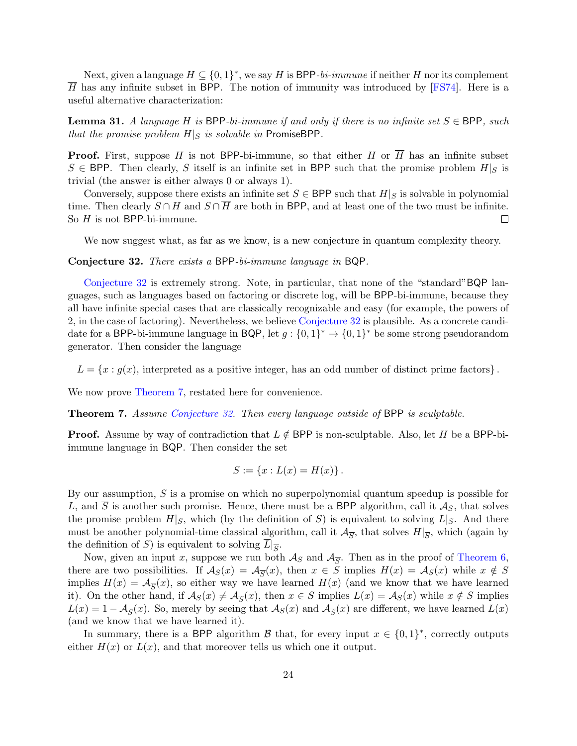Next, given a language $H \subseteq \{0,1\}^*$, we say $H$ is $\mathsf{BPP}$-*bi-immune* if neither $H$ nor its complement $\overline{H}$ has any infinite subset in $\mathsf{BPP}$. The notion of immunity was introduced by [FS74]. Here is a useful alternative characterization:

**Lemma 31.** *A language $H$ is $\mathsf{BPP}$-bi-immune if and only if there is no infinite set $S \in \mathsf{BPP}$, such that the promise problem $H|_S$ is solvable in $\mathsf{PromiseBPP}$.*

**Proof.** First, suppose $H$ is not $\mathsf{BPP}$-bi-immune, so that either $H$ or $\overline{H}$ has an infinite subset $S \in \mathsf{BPP}$. Then clearly, $S$ itself is an infinite set in $\mathsf{BPP}$ such that the promise problem $H|_S$ is trivial (the answer is either always 0 or always 1).

Conversely, suppose there exists an infinite set $S \in \mathsf{BPP}$ such that $H|_S$ is solvable in polynomial time. Then clearly $S \cap H$ and $S \cap \overline{H}$ are both in $\mathsf{BPP}$, and at least one of the two must be infinite. So $H$ is not $\mathsf{BPP}$-bi-immune. $\square$

We now suggest what, as far as we know, is a new conjecture in quantum complexity theory.

**Conjecture 32.** *There exists a $\mathsf{BPP}$-bi-immune language in $\mathsf{BQP}$.*

Conjecture 32 is extremely strong. Note, in particular, that none of the "standard" $\mathsf{BQP}$ languages, such as languages based on factoring or discrete log, will be $\mathsf{BPP}$-bi-immune, because they all have infinite special cases that are classically recognizable and easy (for example, the powers of 2, in the case of factoring). Nevertheless, we believe Conjecture 32 is plausible. As a concrete candidate for a $\mathsf{BPP}$-bi-immune language in $\mathsf{BQP}$, let $g : \{0,1\}^* \to \{0,1\}^*$ be some strong pseudorandom generator. Then consider the language

$$L = \{x : g(x), \text{ interpreted as a positive integer, has an odd number of distinct prime factors}\}.$$

We now prove Theorem 7, restated here for convenience.

**Theorem 7.** *Assume Conjecture 32. Then every language outside of $\mathsf{BPP}$ is sculptable.*

**Proof.** Assume by way of contradiction that $L \notin \mathsf{BPP}$ is non-sculptable. Also, let $H$ be a $\mathsf{BPP}$-bi-immune language in $\mathsf{BQP}$. Then consider the set

$$S := \{x : L(x) = H(x)\}.$$

By our assumption, $S$ is a promise on which no superpolynomial quantum speedup is possible for $L$, and $\overline{S}$ is another such promise. Hence, there must be a $\mathsf{BPP}$ algorithm, call it $\mathcal{A}_S$, that solves the promise problem $H|_S$, which (by the definition of $S$) is equivalent to solving $L|_S$. And there must be another polynomial-time classical algorithm, call it $\mathcal{A}_{\overline{S}}$, that solves $H|_{\overline{S}}$, which (again by the definition of $S$) is equivalent to solving $\overline{L}|_{\overline{S}}$.

Now, given an input $x$, suppose we run both $\mathcal{A}_S$ and $\mathcal{A}_{\overline{S}}$. Then as in the proof of Theorem 6, there are two possibilities. If $\mathcal{A}_S(x) = \mathcal{A}_{\overline{S}}(x)$, then $x \in S$ implies $H(x) = \mathcal{A}_S(x)$ while $x \notin S$ implies $H(x) = \mathcal{A}_{\overline{S}}(x)$, so either way we have learned $H(x)$ (and we know that we have learned it). On the other hand, if $\mathcal{A}_S(x) \neq \mathcal{A}_{\overline{S}}(x)$, then $x \in S$ implies $L(x) = \mathcal{A}_S(x)$ while $x \notin S$ implies $L(x) = 1 - \mathcal{A}_{\overline{S}}(x)$. So, merely by seeing that $\mathcal{A}_S(x)$ and $\mathcal{A}_{\overline{S}}(x)$ are different, we have learned $L(x)$ (and we know that we have learned it).

In summary, there is a $\mathsf{BPP}$ algorithm $\mathcal{B}$ that, for every input $x \in \{0,1\}^*$, correctly outputs either $H(x)$ or $L(x)$, and that moreover tells us which one it output.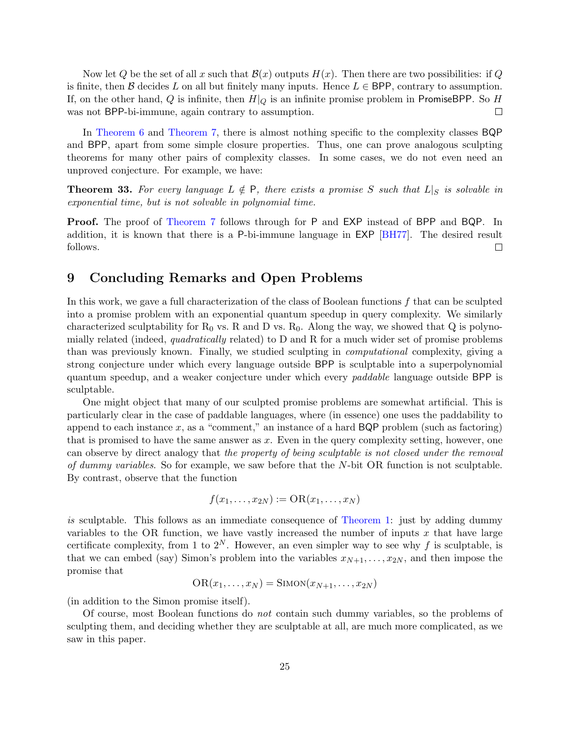Now let $Q$ be the set of all $x$ such that $\mathcal{B}(x)$ outputs $H(x)$. Then there are two possibilities: if $Q$ is finite, then $\mathcal{B}$ decides $L$ on all but finitely many inputs. Hence $L \in \mathsf{BPP}$, contrary to assumption. If, on the other hand, $Q$ is infinite, then $H|_Q$ is an infinite promise problem in $\mathsf{PromiseBPP}$. So $H$ was not $\mathsf{BPP}$-bi-immune, again contrary to assumption. □

In Theorem 6 and Theorem 7, there is almost nothing specific to the complexity classes $\mathsf{BQP}$ and $\mathsf{BPP}$, apart from some simple closure properties. Thus, one can prove analogous sculpting theorems for many other pairs of complexity classes. In some cases, we do not even need an unproved conjecture. For example, we have:

**Theorem 33.** *For every language $L \notin \mathsf{P}$, there exists a promise $S$ such that $L|_S$ is solvable in exponential time, but is not solvable in polynomial time.*

**Proof.** The proof of Theorem 7 follows through for $\mathsf{P}$ and $\mathsf{EXP}$ instead of $\mathsf{BPP}$ and $\mathsf{BQP}$. In addition, it is known that there is a $\mathsf{P}$-bi-immune language in $\mathsf{EXP}$ [BH77]. The desired result follows. □

# 9 Concluding Remarks and Open Problems

In this work, we gave a full characterization of the class of Boolean functions $f$ that can be sculpted into a promise problem with an exponential quantum speedup in query complexity. We similarly characterized sculptability for $\mathrm{R}_0$ vs. $\mathrm{R}$ and $\mathrm{D}$ vs. $\mathrm{R}_0$. Along the way, we showed that $\mathrm{Q}$ is polynomially related (indeed, *quadratically* related) to $\mathrm{D}$ and $\mathrm{R}$ for a much wider set of promise problems than was previously known. Finally, we studied sculpting in *computational* complexity, giving a strong conjecture under which every language outside $\mathsf{BPP}$ is sculptable into a superpolynomial quantum speedup, and a weaker conjecture under which every *paddable* language outside $\mathsf{BPP}$ is sculptable.

One might object that many of our sculpted promise problems are somewhat artificial. This is particularly clear in the case of paddable languages, where (in essence) one uses the paddability to append to each instance $x$, as a "comment," an instance of a hard $\mathsf{BQP}$ problem (such as factoring) that is promised to have the same answer as $x$. Even in the query complexity setting, however, one can observe by direct analogy that *the property of being sculptable is not closed under the removal of dummy variables.* So for example, we saw before that the $N$-bit OR function is not sculptable. By contrast, observe that the function

$$f(x_1, \ldots, x_{2N}) := \mathrm{OR}(x_1, \ldots, x_N)$$

*is* sculptable. This follows as an immediate consequence of Theorem 1: just by adding dummy variables to the OR function, we have vastly increased the number of inputs $x$ that have large certificate complexity, from 1 to $2^N$. However, an even simpler way to see why $f$ is sculptable, is that we can embed (say) Simon's problem into the variables $x_{N+1}, \ldots, x_{2N}$, and then impose the promise that

$$\mathrm{OR}(x_1, \ldots, x_N) = \textsc{Simon}(x_{N+1}, \ldots, x_{2N})$$

(in addition to the Simon promise itself).

Of course, most Boolean functions do *not* contain such dummy variables, so the problems of sculpting them, and deciding whether they are sculptable at all, are much more complicated, as we saw in this paper.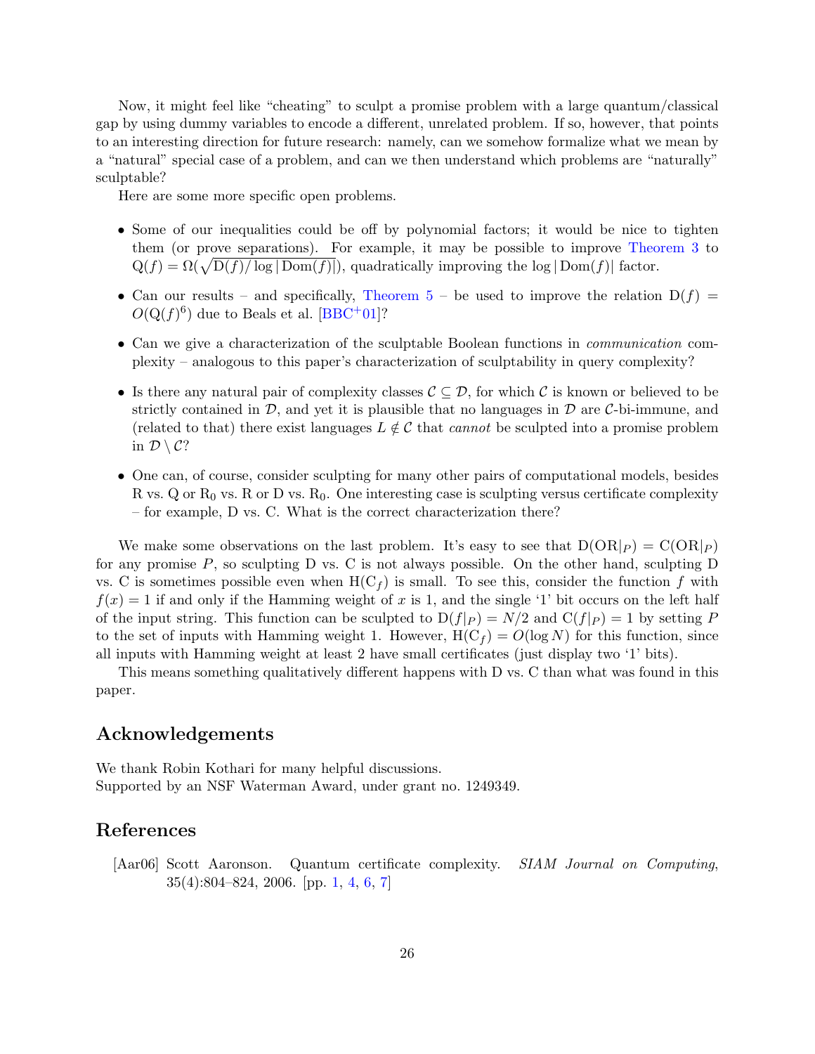Now, it might feel like "cheating" to sculpt a promise problem with a large quantum/classical gap by using dummy variables to encode a different, unrelated problem. If so, however, that points to an interesting direction for future research: namely, can we somehow formalize what we mean by a "natural" special case of a problem, and can we then understand which problems are "naturally" sculptable?

Here are some more specific open problems.

- Some of our inequalities could be off by polynomial factors; it would be nice to tighten them (or prove separations). For example, it may be possible to improve Theorem 3 to $\mathrm{Q}(f) = \Omega(\sqrt{\mathrm{D}(f)/\log|\mathrm{Dom}(f)|})$, quadratically improving the $\log|\mathrm{Dom}(f)|$ factor.
- Can our results – and specifically, Theorem 5 – be used to improve the relation $\mathrm{D}(f) = O(\mathrm{Q}(f)^6)$ due to Beals et al. [BBC+01]?
- Can we give a characterization of the sculptable Boolean functions in *communication* complexity – analogous to this paper's characterization of sculptability in query complexity?
- Is there any natural pair of complexity classes $\mathcal{C} \subseteq \mathcal{D}$, for which $\mathcal{C}$ is known or believed to be strictly contained in $\mathcal{D}$, and yet it is plausible that no languages in $\mathcal{D}$ are $\mathcal{C}$-bi-immune, and (related to that) there exist languages $L \notin \mathcal{C}$ that *cannot* be sculpted into a promise problem in $\mathcal{D} \setminus \mathcal{C}$?
- One can, of course, consider sculpting for many other pairs of computational models, besides R vs. Q or $\mathrm{R}_0$ vs. R or D vs. $\mathrm{R}_0$. One interesting case is sculpting versus certificate complexity – for example, D vs. C. What is the correct characterization there?

We make some observations on the last problem. It's easy to see that $\mathrm{D}(\mathrm{OR}|_P) = \mathrm{C}(\mathrm{OR}|_P)$ for any promise $P$, so sculpting D vs. C is not always possible. On the other hand, sculpting D vs. C is sometimes possible even when $\mathrm{H}(\mathrm{C}_f)$ is small. To see this, consider the function $f$ with $f(x) = 1$ if and only if the Hamming weight of $x$ is 1, and the single '1' bit occurs on the left half of the input string. This function can be sculpted to $\mathrm{D}(f|_P) = N/2$ and $\mathrm{C}(f|_P) = 1$ by setting $P$ to the set of inputs with Hamming weight 1. However, $\mathrm{H}(\mathrm{C}_f) = O(\log N)$ for this function, since all inputs with Hamming weight at least 2 have small certificates (just display two '1' bits).

This means something qualitatively different happens with D vs. C than what was found in this paper.

## Acknowledgements

We thank Robin Kothari for many helpful discussions.
Supported by an NSF Waterman Award, under grant no. 1249349.

## References

[Aar06] Scott Aaronson. Quantum certificate complexity. *SIAM Journal on Computing*, 35(4):804–824, 2006. [pp. 1, 4, 6, 7]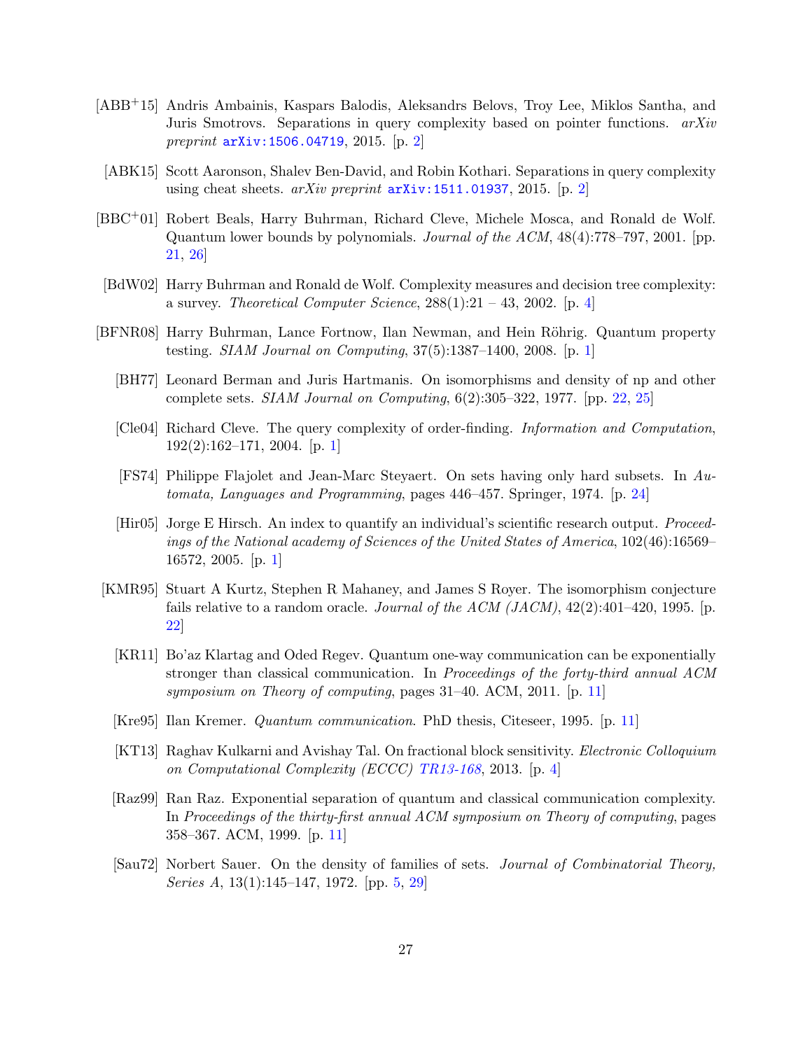[ABB+15] Andris Ambainis, Kaspars Balodis, Aleksandrs Belovs, Troy Lee, Miklos Santha, and Juris Smotrovs. Separations in query complexity based on pointer functions. *arXiv preprint* arXiv:1506.04719, 2015. [p. 2]

[ABK15] Scott Aaronson, Shalev Ben-David, and Robin Kothari. Separations in query complexity using cheat sheets. *arXiv preprint* arXiv:1511.01937, 2015. [p. 2]

[BBC+01] Robert Beals, Harry Buhrman, Richard Cleve, Michele Mosca, and Ronald de Wolf. Quantum lower bounds by polynomials. *Journal of the ACM*, 48(4):778–797, 2001. [pp. 21, 26]

[BdW02] Harry Buhrman and Ronald de Wolf. Complexity measures and decision tree complexity: a survey. *Theoretical Computer Science*, 288(1):21 – 43, 2002. [p. 4]

[BFNR08] Harry Buhrman, Lance Fortnow, Ilan Newman, and Hein Röhrig. Quantum property testing. *SIAM Journal on Computing*, 37(5):1387–1400, 2008. [p. 1]

[BH77] Leonard Berman and Juris Hartmanis. On isomorphisms and density of np and other complete sets. *SIAM Journal on Computing*, 6(2):305–322, 1977. [pp. 22, 25]

[Cle04] Richard Cleve. The query complexity of order-finding. *Information and Computation*, 192(2):162–171, 2004. [p. 1]

[FS74] Philippe Flajolet and Jean-Marc Steyaert. On sets having only hard subsets. In *Automata, Languages and Programming*, pages 446–457. Springer, 1974. [p. 24]

[Hir05] Jorge E Hirsch. An index to quantify an individual's scientific research output. *Proceedings of the National academy of Sciences of the United States of America*, 102(46):16569–16572, 2005. [p. 1]

[KMR95] Stuart A Kurtz, Stephen R Mahaney, and James S Royer. The isomorphism conjecture fails relative to a random oracle. *Journal of the ACM (JACM)*, 42(2):401–420, 1995. [p. 22]

[KR11] Bo'az Klartag and Oded Regev. Quantum one-way communication can be exponentially stronger than classical communication. In *Proceedings of the forty-third annual ACM symposium on Theory of computing*, pages 31–40. ACM, 2011. [p. 11]

[Kre95] Ilan Kremer. *Quantum communication*. PhD thesis, Citeseer, 1995. [p. 11]

[KT13] Raghav Kulkarni and Avishay Tal. On fractional block sensitivity. *Electronic Colloquium on Computational Complexity (ECCC) TR13-168*, 2013. [p. 4]

[Raz99] Ran Raz. Exponential separation of quantum and classical communication complexity. In *Proceedings of the thirty-first annual ACM symposium on Theory of computing*, pages 358–367. ACM, 1999. [p. 11]

[Sau72] Norbert Sauer. On the density of families of sets. *Journal of Combinatorial Theory, Series A*, 13(1):145–147, 1972. [pp. 5, 29]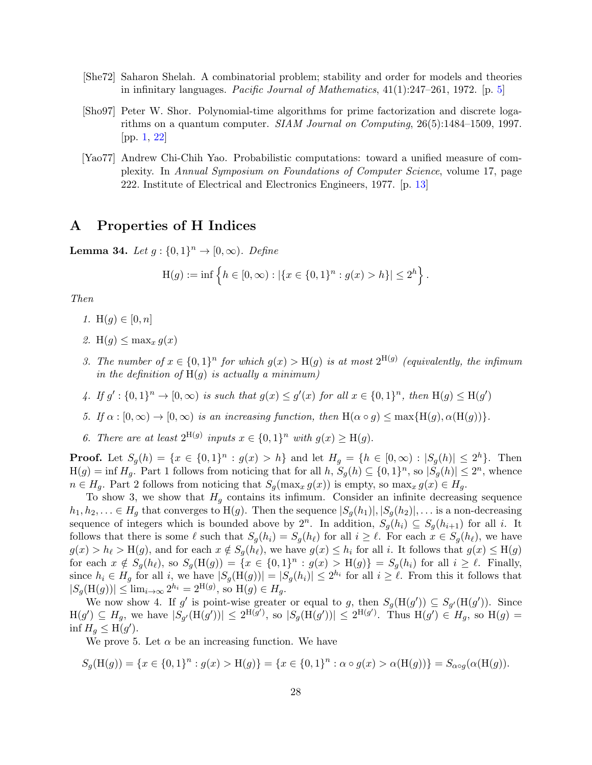[She72] Saharon Shelah. A combinatorial problem; stability and order for models and theories in infinitary languages. *Pacific Journal of Mathematics*, 41(1):247–261, 1972. [p. 5]

[Sho97] Peter W. Shor. Polynomial-time algorithms for prime factorization and discrete logarithms on a quantum computer. *SIAM Journal on Computing*, 26(5):1484–1509, 1997. [pp. 1, 22]

[Yao77] Andrew Chi-Chih Yao. Probabilistic computations: toward a unified measure of complexity. In *Annual Symposium on Foundations of Computer Science*, volume 17, page 222. Institute of Electrical and Electronics Engineers, 1977. [p. 13]

## A Properties of H Indices

**Lemma 34.** *Let $g : \{0,1\}^n \to [0,\infty)$. Define*

$$\mathrm{H}(g) := \inf \left\{ h \in [0,\infty) : |\{x \in \{0,1\}^n : g(x) > h\}| \le 2^h \right\}.$$

*Then*

1. *$\mathrm{H}(g) \in [0,n]$*
2. *$\mathrm{H}(g) \le \max_x g(x)$*
3. *The number of $x \in \{0,1\}^n$ for which $g(x) > \mathrm{H}(g)$ is at most $2^{\mathrm{H}(g)}$ (equivalently, the infimum in the definition of $\mathrm{H}(g)$ is actually a minimum)*
4. *If $g' : \{0,1\}^n \to [0,\infty)$ is such that $g(x) \le g'(x)$ for all $x \in \{0,1\}^n$, then $\mathrm{H}(g) \le \mathrm{H}(g')$*
5. *If $\alpha : [0,\infty) \to [0,\infty)$ is an increasing function, then $\mathrm{H}(\alpha \circ g) \le \max\{\mathrm{H}(g), \alpha(\mathrm{H}(g))\}$.*
6. *There are at least $2^{\mathrm{H}(g)}$ inputs $x \in \{0,1\}^n$ with $g(x) \ge \mathrm{H}(g)$.*

**Proof.** Let $S_g(h) = \{x \in \{0,1\}^n : g(x) > h\}$ and let $H_g = \{h \in [0,\infty) : |S_g(h)| \le 2^h\}$. Then $\mathrm{H}(g) = \inf H_g$. Part 1 follows from noticing that for all $h$, $S_g(h) \subseteq \{0,1\}^n$, so $|S_g(h)| \le 2^n$, whence $n \in H_g$. Part 2 follows from noticing that $S_g(\max_x g(x))$ is empty, so $\max_x g(x) \in H_g$.

To show 3, we show that $H_g$ contains its infimum. Consider an infinite decreasing sequence $h_1, h_2, \ldots \in H_g$ that converges to $\mathrm{H}(g)$. Then the sequence $|S_g(h_1)|, |S_g(h_2)|, \ldots$ is a non-decreasing sequence of integers which is bounded above by $2^n$. In addition, $S_g(h_i) \subseteq S_g(h_{i+1})$ for all $i$. It follows that there is some $\ell$ such that $S_g(h_i) = S_g(h_\ell)$ for all $i \ge \ell$. For each $x \in S_g(h_\ell)$, we have $g(x) > h_\ell > \mathrm{H}(g)$, and for each $x \notin S_g(h_\ell)$, we have $g(x) \le h_i$ for all $i$. It follows that $g(x) \le \mathrm{H}(g)$ for each $x \notin S_g(h_\ell)$, so $S_g(\mathrm{H}(g)) = \{x \in \{0,1\}^n : g(x) > \mathrm{H}(g)\} = S_g(h_i)$ for all $i \ge \ell$. Finally, since $h_i \in H_g$ for all $i$, we have $|S_g(\mathrm{H}(g))| = |S_g(h_i)| \le 2^{h_i}$ for all $i \ge \ell$. From this it follows that $|S_g(\mathrm{H}(g))| \le \lim_{i\to\infty} 2^{h_i} = 2^{\mathrm{H}(g)}$, so $\mathrm{H}(g) \in H_g$.

We now show 4. If $g'$ is point-wise greater or equal to $g$, then $S_g(\mathrm{H}(g')) \subseteq S_{g'}(\mathrm{H}(g'))$. Since $\mathrm{H}(g') \subseteq H_g$, we have $|S_{g'}(\mathrm{H}(g'))| \le 2^{\mathrm{H}(g')}$, so $|S_g(\mathrm{H}(g'))| \le 2^{\mathrm{H}(g')}$. Thus $\mathrm{H}(g') \in H_g$, so $\mathrm{H}(g) = \inf H_g \le \mathrm{H}(g')$.

We prove 5. Let $\alpha$ be an increasing function. We have

$$S_g(\mathrm{H}(g)) = \{x \in \{0,1\}^n : g(x) > \mathrm{H}(g)\} = \{x \in \{0,1\}^n : \alpha \circ g(x) > \alpha(\mathrm{H}(g))\} = S_{\alpha\circ g}(\alpha(\mathrm{H}(g)).$$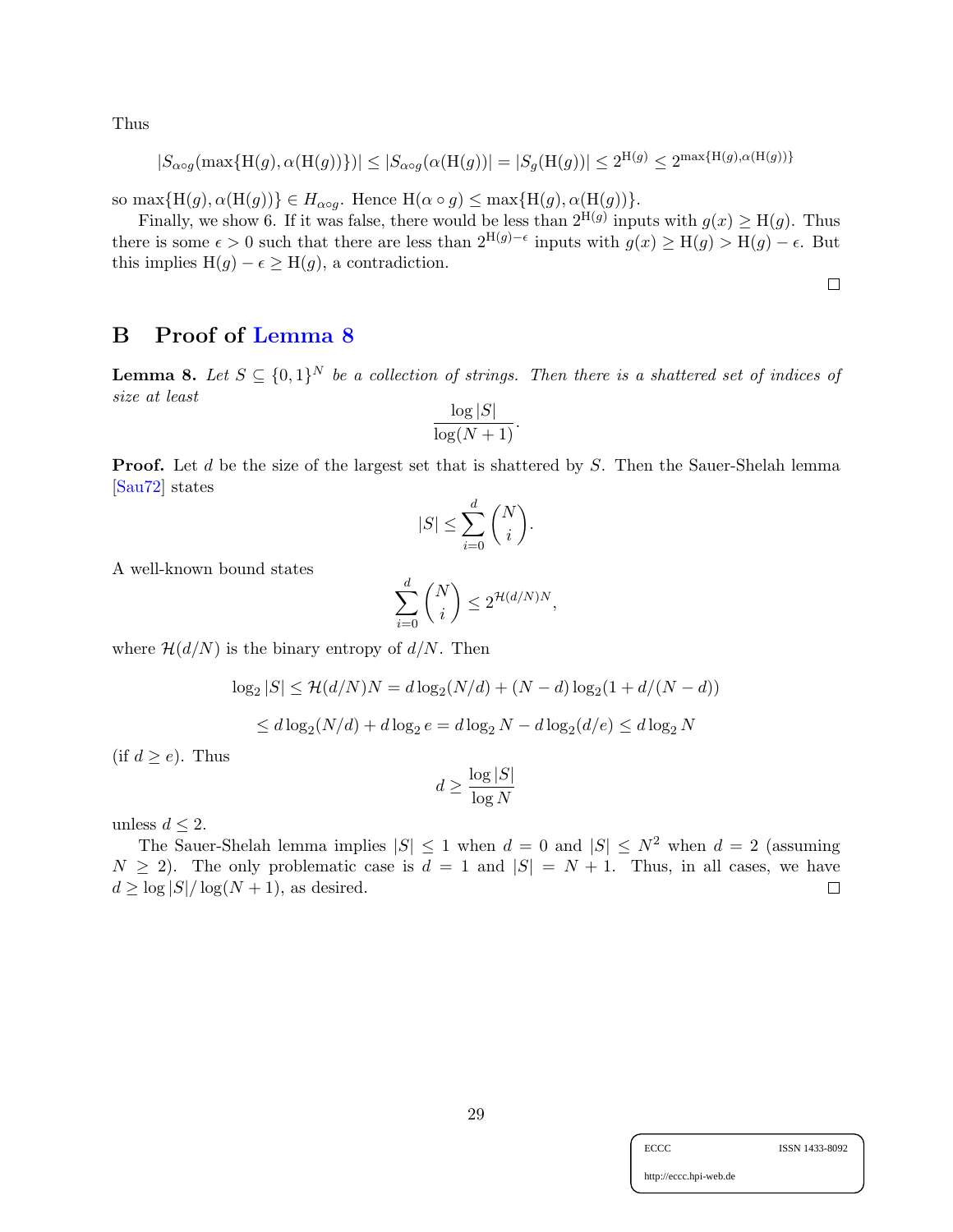Thus

$$|S_{\alpha\circ g}(\max\{\mathrm{H}(g), \alpha(\mathrm{H}(g))\})| \leq |S_{\alpha\circ g}(\alpha(\mathrm{H}(g))| = |S_g(\mathrm{H}(g))| \leq 2^{\mathrm{H}(g)} \leq 2^{\max\{\mathrm{H}(g),\alpha(\mathrm{H}(g))\}}$$

so $\max\{\mathrm{H}(g), \alpha(\mathrm{H}(g))\} \in H_{\alpha\circ g}$. Hence $\mathrm{H}(\alpha \circ g) \leq \max\{\mathrm{H}(g), \alpha(\mathrm{H}(g))\}$.

Finally, we show 6. If it was false, there would be less than $2^{\mathrm{H}(g)}$ inputs with $g(x) \geq \mathrm{H}(g)$. Thus there is some $\epsilon > 0$ such that there are less than $2^{\mathrm{H}(g)-\epsilon}$ inputs with $g(x) \geq \mathrm{H}(g) > \mathrm{H}(g) - \epsilon$. But this implies $\mathrm{H}(g) - \epsilon \geq \mathrm{H}(g)$, a contradiction.

□

## B Proof of Lemma 8

**Lemma 8.** *Let $S \subseteq \{0,1\}^N$ be a collection of strings. Then there is a shattered set of indices of size at least*

$$\frac{\log |S|}{\log(N+1)}.$$

**Proof.** Let $d$ be the size of the largest set that is shattered by $S$. Then the Sauer-Shelah lemma [Sau72] states

$$|S| \leq \sum_{i=0}^{d} \binom{N}{i}.$$

A well-known bound states

$$\sum_{i=0}^{d} \binom{N}{i} \leq 2^{\mathcal{H}(d/N)N},$$

where $\mathcal{H}(d/N)$ is the binary entropy of $d/N$. Then

$$\log_2 |S| \leq \mathcal{H}(d/N)N = d\log_2(N/d) + (N-d)\log_2(1 + d/(N-d))$$

$$\leq d\log_2(N/d) + d\log_2 e = d\log_2 N - d\log_2(d/e) \leq d\log_2 N$$

(if $d \geq e$). Thus

$$d \geq \frac{\log |S|}{\log N}$$

unless $d \leq 2$.

The Sauer-Shelah lemma implies $|S| \leq 1$ when $d = 0$ and $|S| \leq N^2$ when $d = 2$ (assuming $N \geq 2$). The only problematic case is $d = 1$ and $|S| = N + 1$. Thus, in all cases, we have $d \geq \log |S| / \log(N + 1)$, as desired. □